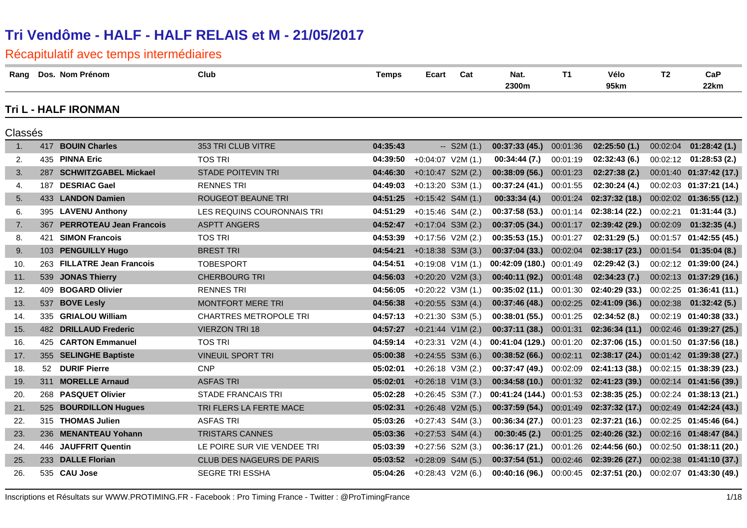# Tri Vendôme - HALF - HALF RELAIS et M - 21/05/2017

## Récapitulatif avec temps intermédiaires

### Tri L - HALF IRONMAN

Classés

| Rang | Dos. | Nom Prénom | Club | Temps | Ecart | Cat | Nat. 2300m | T1 | Vélo 95km | T2 | CaP 22km |
|---|---|---|---|---|---|---|---|---|---|---|---|
| 1. | 417 | **BOUIN Charles** | 353 TRI CLUB VITRE | **04:35:43** | -- | S2M (1.) | **00:37:33 (45.)** | 00:01:36 | **02:25:50 (1.)** | 00:02:04 | **01:28:42 (1.)** |
| 2. | 435 | **PINNA Eric** | TOS TRI | **04:39:50** | +0:04:07 | V2M (1.) | **00:34:44 (7.)** | 00:01:19 | **02:32:43 (6.)** | 00:02:12 | **01:28:53 (2.)** |
| 3. | 287 | **SCHWITZGABEL Mickael** | STADE POITEVIN TRI | **04:46:30** | +0:10:47 | S2M (2.) | **00:38:09 (56.)** | 00:01:23 | **02:27:38 (2.)** | 00:01:40 | **01:37:42 (17.)** |
| 4. | 187 | **DESRIAC Gael** | RENNES TRI | **04:49:03** | +0:13:20 | S3M (1.) | **00:37:24 (41.)** | 00:01:55 | **02:30:24 (4.)** | 00:02:03 | **01:37:21 (14.)** |
| 5. | 433 | **LANDON Damien** | ROUGEOT BEAUNE TRI | **04:51:25** | +0:15:42 | S4M (1.) | **00:33:34 (4.)** | 00:01:24 | **02:37:32 (18.)** | 00:02:02 | **01:36:55 (12.)** |
| 6. | 395 | **LAVENU Anthony** | LES REQUINS COURONNAIS TRI | **04:51:29** | +0:15:46 | S4M (2.) | **00:37:58 (53.)** | 00:01:14 | **02:38:14 (22.)** | 00:02:21 | **01:31:44 (3.)** |
| 7. | 367 | **PERROTEAU Jean Francois** | ASPTT ANGERS | **04:52:47** | +0:17:04 | S3M (2.) | **00:37:05 (34.)** | 00:01:17 | **02:39:42 (29.)** | 00:02:09 | **01:32:35 (4.)** |
| 8. | 421 | **SIMON Francois** | TOS TRI | **04:53:39** | +0:17:56 | V2M (2.) | **00:35:53 (15.)** | 00:01:27 | **02:31:29 (5.)** | 00:01:57 | **01:42:55 (45.)** |
| 9. | 103 | **PENGUILLY Hugo** | BREST TRI | **04:54:21** | +0:18:38 | S3M (3.) | **00:37:04 (33.)** | 00:02:04 | **02:38:17 (23.)** | 00:01:54 | **01:35:04 (8.)** |
| 10. | 263 | **FILLATRE Jean Francois** | TOBESPORT | **04:54:51** | +0:19:08 | V1M (1.) | **00:42:09 (180.)** | 00:01:49 | **02:29:42 (3.)** | 00:02:12 | **01:39:00 (24.)** |
| 11. | 539 | **JONAS Thierry** | CHERBOURG TRI | **04:56:03** | +0:20:20 | V2M (3.) | **00:40:11 (92.)** | 00:01:48 | **02:34:23 (7.)** | 00:02:13 | **01:37:29 (16.)** |
| 12. | 409 | **BOGARD Olivier** | RENNES TRI | **04:56:05** | +0:20:22 | V3M (1.) | **00:35:02 (11.)** | 00:01:30 | **02:40:29 (33.)** | 00:02:25 | **01:36:41 (11.)** |
| 13. | 537 | **BOVE Lesly** | MONTFORT MERE TRI | **04:56:38** | +0:20:55 | S3M (4.) | **00:37:46 (48.)** | 00:02:25 | **02:41:09 (36.)** | 00:02:38 | **01:32:42 (5.)** |
| 14. | 335 | **GRIALOU William** | CHARTRES METROPOLE TRI | **04:57:13** | +0:21:30 | S3M (5.) | **00:38:01 (55.)** | 00:01:25 | **02:34:52 (8.)** | 00:02:19 | **01:40:38 (33.)** |
| 15. | 482 | **DRILLAUD Frederic** | VIERZON TRI 18 | **04:57:27** | +0:21:44 | V1M (2.) | **00:37:11 (38.)** | 00:01:31 | **02:36:34 (11.)** | 00:02:46 | **01:39:27 (25.)** |
| 16. | 425 | **CARTON Emmanuel** | TOS TRI | **04:59:14** | +0:23:31 | V2M (4.) | **00:41:04 (129.)** | 00:01:20 | **02:37:06 (15.)** | 00:01:50 | **01:37:56 (18.)** |
| 17. | 355 | **SELINGHE Baptiste** | VINEUIL SPORT TRI | **05:00:38** | +0:24:55 | S3M (6.) | **00:38:52 (66.)** | 00:02:11 | **02:38:17 (24.)** | 00:01:42 | **01:39:38 (27.)** |
| 18. | 52 | **DURIF Pierre** | CNP | **05:02:01** | +0:26:18 | V3M (2.) | **00:37:47 (49.)** | 00:02:09 | **02:41:13 (38.)** | 00:02:15 | **01:38:39 (23.)** |
| 19. | 311 | **MORELLE Arnaud** | ASFAS TRI | **05:02:01** | +0:26:18 | V1M (3.) | **00:34:58 (10.)** | 00:01:32 | **02:41:23 (39.)** | 00:02:14 | **01:41:56 (39.)** |
| 20. | 268 | **PASQUET Olivier** | STADE FRANCAIS TRI | **05:02:28** | +0:26:45 | S3M (7.) | **00:41:24 (144.)** | 00:01:53 | **02:38:35 (25.)** | 00:02:24 | **01:38:13 (21.)** |
| 21. | 525 | **BOURDILLON Hugues** | TRI FLERS LA FERTE MACE | **05:02:31** | +0:26:48 | V2M (5.) | **00:37:59 (54.)** | 00:01:49 | **02:37:32 (17.)** | 00:02:49 | **01:42:24 (43.)** |
| 22. | 315 | **THOMAS Julien** | ASFAS TRI | **05:03:26** | +0:27:43 | S4M (3.) | **00:36:34 (27.)** | 00:01:23 | **02:37:21 (16.)** | 00:02:25 | **01:45:46 (64.)** |
| 23. | 236 | **MENANTEAU Yohann** | TRISTARS CANNES | **05:03:36** | +0:27:53 | S4M (4.) | **00:30:45 (2.)** | 00:01:25 | **02:40:26 (32.)** | 00:02:16 | **01:48:47 (84.)** |
| 24. | 446 | **JAUFFRIT Quentin** | LE POIRE SUR VIE VENDEE TRI | **05:03:39** | +0:27:56 | S2M (3.) | **00:36:17 (21.)** | 00:01:26 | **02:44:56 (60.)** | 00:02:50 | **01:38:11 (20.)** |
| 25. | 233 | **DALLE Florian** | CLUB DES NAGEURS DE PARIS | **05:03:52** | +0:28:09 | S4M (5.) | **00:37:54 (51.)** | 00:02:46 | **02:39:26 (27.)** | 00:02:38 | **01:41:10 (37.)** |
| 26. | 535 | **CAU Jose** | SEGRE TRI ESSHA | **05:04:26** | +0:28:43 | V2M (6.) | **00:40:16 (96.)** | 00:00:45 | **02:37:51 (20.)** | 00:02:07 | **01:43:30 (49.)** |

Inscriptions et Résultats sur WWW.PROTIMING.FR - Facebook : Pro Timing France - Twitter : @ProTimingFrance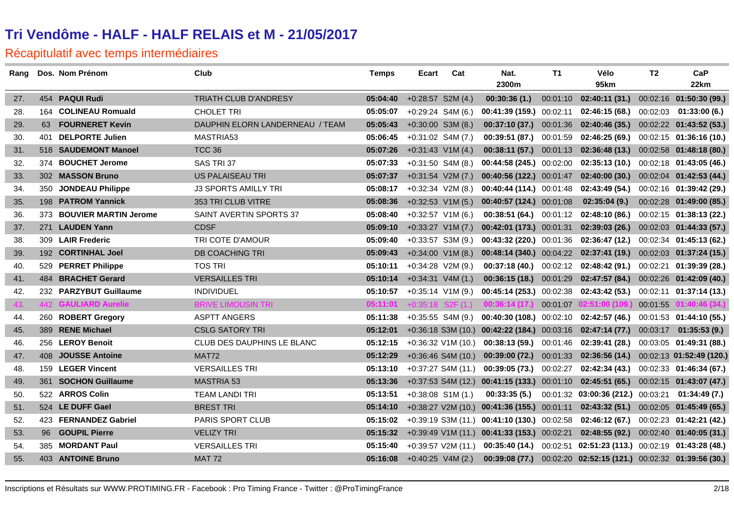# Tri Vendôme - HALF - HALF RELAIS et M - 21/05/2017

## Récapitulatif avec temps intermédiaires

| Rang | Dos. | Nom Prénom | Club | Temps | Ecart | Cat | Nat. 2300m | T1 | Vélo 95km | T2 | CaP 22km |
|---|---|---|---|---|---|---|---|---|---|---|---|
| 27. | 454 | **PAQUI Rudi** | TRIATH CLUB D'ANDRESY | **05:04:40** | +0:28:57 | S2M (4.) | **00:30:36 (1.)** | 00:01:10 | **02:40:11 (31.)** | 00:02:16 | **01:50:30 (99.)** |
| 28. | 164 | **COLINEAU Romuald** | CHOLET TRI | **05:05:07** | +0:29:24 | S4M (6.) | **00:41:39 (159.)** | 00:02:11 | **02:46:15 (68.)** | 00:02:03 | **01:33:00 (6.)** |
| 29. | 63 | **FOURNERET Kevin** | DAUPHIN ELORN LANDERNEAU / TEAM | **05:05:43** | +0:30:00 | S3M (8.) | **00:37:10 (37.)** | 00:01:36 | **02:40:46 (35.)** | 00:02:22 | **01:43:52 (53.)** |
| 30. | 401 | **DELPORTE Julien** | MASTRIA53 | **05:06:45** | +0:31:02 | S4M (7.) | **00:39:51 (87.)** | 00:01:59 | **02:46:25 (69.)** | 00:02:15 | **01:36:16 (10.)** |
| 31. | 518 | **SAUDEMONT Manoel** | TCC 36 | **05:07:26** | +0:31:43 | V1M (4.) | **00:38:11 (57.)** | 00:01:13 | **02:36:48 (13.)** | 00:02:58 | **01:48:18 (80.)** |
| 32. | 374 | **BOUCHET Jerome** | SAS TRI 37 | **05:07:33** | +0:31:50 | S4M (8.) | **00:44:58 (245.)** | 00:02:00 | **02:35:13 (10.)** | 00:02:18 | **01:43:05 (46.)** |
| 33. | 302 | **MASSON Bruno** | US PALAISEAU TRI | **05:07:37** | +0:31:54 | V2M (7.) | **00:40:56 (122.)** | 00:01:47 | **02:40:00 (30.)** | 00:02:04 | **01:42:53 (44.)** |
| 34. | 350 | **JONDEAU Philippe** | J3 SPORTS AMILLY TRI | **05:08:17** | +0:32:34 | V2M (8.) | **00:40:44 (114.)** | 00:01:48 | **02:43:49 (54.)** | 00:02:16 | **01:39:42 (29.)** |
| 35. | 198 | **PATROM Yannick** | 353 TRI CLUB VITRE | **05:08:36** | +0:32:53 | V1M (5.) | **00:40:57 (124.)** | 00:01:08 | **02:35:04 (9.)** | 00:02:28 | **01:49:00 (85.)** |
| 36. | 373 | **BOUVIER MARTIN Jerome** | SAINT AVERTIN SPORTS 37 | **05:08:40** | +0:32:57 | V1M (6.) | **00:38:51 (64.)** | 00:01:12 | **02:48:10 (86.)** | 00:02:15 | **01:38:13 (22.)** |
| 37. | 271 | **LAUDEN Yann** | CDSF | **05:09:10** | +0:33:27 | V1M (7.) | **00:42:01 (173.)** | 00:01:31 | **02:39:03 (26.)** | 00:02:03 | **01:44:33 (57.)** |
| 38. | 309 | **LAIR Frederic** | TRI COTE D'AMOUR | **05:09:40** | +0:33:57 | S3M (9.) | **00:43:32 (220.)** | 00:01:36 | **02:36:47 (12.)** | 00:02:34 | **01:45:13 (62.)** |
| 39. | 192 | **CORTINHAL Joel** | DB COACHING TRI | **05:09:43** | +0:34:00 | V1M (8.) | **00:48:14 (340.)** | 00:04:22 | **02:37:41 (19.)** | 00:02:03 | **01:37:24 (15.)** |
| 40. | 529 | **PERRET Philippe** | TOS TRI | **05:10:11** | +0:34:28 | V2M (9.) | **00:37:18 (40.)** | 00:02:12 | **02:48:42 (91.)** | 00:02:21 | **01:39:39 (28.)** |
| 41. | 484 | **BRACHET Gerard** | VERSAILLES TRI | **05:10:14** | +0:34:31 | V4M (1.) | **00:36:15 (18.)** | 00:01:29 | **02:47:57 (84.)** | 00:02:26 | **01:42:09 (40.)** |
| 42. | 232 | **PARZYBUT Guillaume** | INDIVIDUEL | **05:10:57** | +0:35:14 | V1M (9.) | **00:45:14 (253.)** | 00:02:38 | **02:43:42 (53.)** | 00:02:11 | **01:37:14 (13.)** |
| 43. | 442 | **GAULIARD Aurelie** | BRIVE LIMOUSIN TRI | **05:11:01** | +0:35:18 | S2F (1.) | **00:36:14 (17.)** | 00:01:07 | **02:51:00 (109.)** | 00:01:55 | **01:40:46 (34.)** |
| 44. | 260 | **ROBERT Gregory** | ASPTT ANGERS | **05:11:38** | +0:35:55 | S4M (9.) | **00:40:30 (108.)** | 00:02:10 | **02:42:57 (46.)** | 00:01:53 | **01:44:10 (55.)** |
| 45. | 389 | **RENE Michael** | CSLG SATORY TRI | **05:12:01** | +0:36:18 | S3M (10.) | **00:42:22 (184.)** | 00:03:16 | **02:47:14 (77.)** | 00:03:17 | **01:35:53 (9.)** |
| 46. | 256 | **LEROY Benoit** | CLUB DES DAUPHINS LE BLANC | **05:12:15** | +0:36:32 | V1M (10.) | **00:38:13 (59.)** | 00:01:46 | **02:39:41 (28.)** | 00:03:05 | **01:49:31 (88.)** |
| 47. | 408 | **JOUSSE Antoine** | MAT72 | **05:12:29** | +0:36:46 | S4M (10.) | **00:39:00 (72.)** | 00:01:33 | **02:36:56 (14.)** | 00:02:13 | **01:52:49 (120.)** |
| 48. | 159 | **LEGER Vincent** | VERSAILLES TRI | **05:13:10** | +0:37:27 | S4M (11.) | **00:39:05 (73.)** | 00:02:27 | **02:42:34 (43.)** | 00:02:33 | **01:46:34 (67.)** |
| 49. | 361 | **SOCHON Guillaume** | MASTRIA 53 | **05:13:36** | +0:37:53 | S4M (12.) | **00:41:15 (133.)** | 00:01:10 | **02:45:51 (65.)** | 00:02:15 | **01:43:07 (47.)** |
| 50. | 522 | **ARROS Colin** | TEAM LANDI TRI | **05:13:51** | +0:38:08 | S1M (1.) | **00:33:35 (5.)** | 00:01:32 | **03:00:36 (212.)** | 00:03:21 | **01:34:49 (7.)** |
| 51. | 524 | **LE DUFF Gael** | BREST TRI | **05:14:10** | +0:38:27 | V2M (10.) | **00:41:36 (155.)** | 00:01:11 | **02:43:32 (51.)** | 00:02:05 | **01:45:49 (65.)** |
| 52. | 423 | **FERNANDEZ Gabriel** | PARIS SPORT CLUB | **05:15:02** | +0:39:19 | S3M (11.) | **00:41:10 (130.)** | 00:02:58 | **02:46:12 (67.)** | 00:02:23 | **01:42:21 (42.)** |
| 53. | 96 | **GOUPIL Pierre** | VELIZY TRI | **05:15:32** | +0:39:49 | V1M (11.) | **00:41:33 (153.)** | 00:02:21 | **02:48:55 (92.)** | 00:02:40 | **01:40:05 (31.)** |
| 54. | 385 | **MORDANT Paul** | VERSAILLES TRI | **05:15:40** | +0:39:57 | V2M (11.) | **00:35:40 (14.)** | 00:02:51 | **02:51:23 (113.)** | 00:02:19 | **01:43:28 (48.)** |
| 55. | 403 | **ANTOINE Bruno** | MAT 72 | **05:16:08** | +0:40:25 | V4M (2.) | **00:39:08 (77.)** | 00:02:20 | **02:52:15 (121.)** | 00:02:32 | **01:39:56 (30.)** |

Inscriptions et Résultats sur WWW.PROTIMING.FR - Facebook : Pro Timing France - Twitter : @ProTimingFrance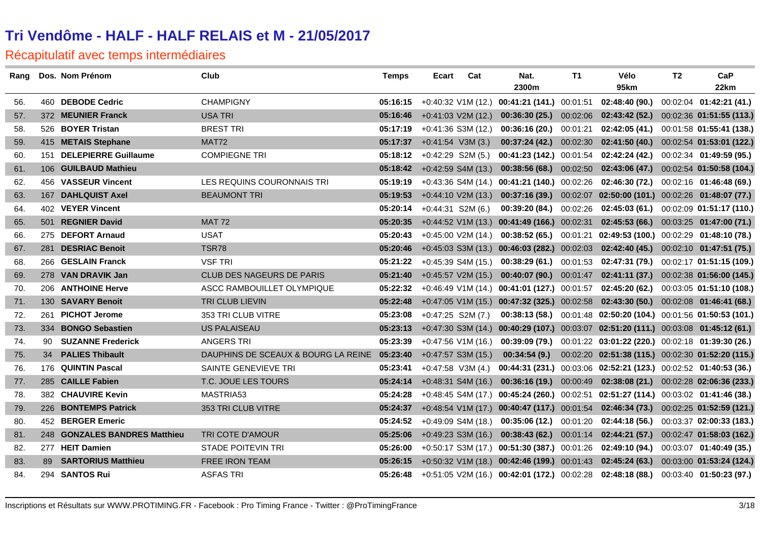# Tri Vendôme - HALF - HALF RELAIS et M - 21/05/2017

## Récapitulatif avec temps intermédiaires

| Rang | Dos. | Nom Prénom | Club | Temps | Ecart | Cat | Nat. 2300m | T1 | Vélo 95km | T2 | CaP 22km |
|---|---|---|---|---|---|---|---|---|---|---|---|
| 56. | 460 | **DEBODE Cedric** | CHAMPIGNY | **05:16:15** | +0:40:32 | V1M (12.) | **00:41:21 (141.)** | 00:01:51 | **02:48:40 (90.)** | 00:02:04 | **01:42:21 (41.)** |
| 57. | 372 | **MEUNIER Franck** | USA TRI | **05:16:46** | +0:41:03 | V2M (12.) | **00:36:30 (25.)** | 00:02:06 | **02:43:42 (52.)** | 00:02:36 | **01:51:55 (113.)** |
| 58. | 526 | **BOYER Tristan** | BREST TRI | **05:17:19** | +0:41:36 | S3M (12.) | **00:36:16 (20.)** | 00:01:21 | **02:42:05 (41.)** | 00:01:58 | **01:55:41 (138.)** |
| 59. | 415 | **METAIS Stephane** | MAT72 | **05:17:37** | +0:41:54 | V3M (3.) | **00:37:24 (42.)** | 00:02:30 | **02:41:50 (40.)** | 00:02:54 | **01:53:01 (122.)** |
| 60. | 151 | **DELEPIERRE Guillaume** | COMPIEGNE TRI | **05:18:12** | +0:42:29 | S2M (5.) | **00:41:23 (142.)** | 00:01:54 | **02:42:24 (42.)** | 00:02:34 | **01:49:59 (95.)** |
| 61. | 106 | **GUILBAUD Mathieu** | | **05:18:42** | +0:42:59 | S4M (13.) | **00:38:56 (68.)** | 00:02:50 | **02:43:06 (47.)** | 00:02:54 | **01:50:58 (104.)** |
| 62. | 456 | **VASSEUR Vincent** | LES REQUINS COURONNAIS TRI | **05:19:19** | +0:43:36 | S4M (14.) | **00:41:21 (140.)** | 00:02:26 | **02:46:30 (72.)** | 00:02:16 | **01:46:48 (69.)** |
| 63. | 167 | **DAHLQUIST Axel** | BEAUMONT TRI | **05:19:53** | +0:44:10 | V2M (13.) | **00:37:16 (39.)** | 00:02:07 | **02:50:00 (101.)** | 00:02:26 | **01:48:07 (77.)** |
| 64. | 402 | **VEYER Vincent** | | **05:20:14** | +0:44:31 | S2M (6.) | **00:39:20 (84.)** | 00:02:26 | **02:45:03 (61.)** | 00:02:09 | **01:51:17 (110.)** |
| 65. | 501 | **REGNIER David** | MAT 72 | **05:20:35** | +0:44:52 | V1M (13.) | **00:41:49 (166.)** | 00:02:31 | **02:45:53 (66.)** | 00:03:25 | **01:47:00 (71.)** |
| 66. | 275 | **DEFORT Arnaud** | USAT | **05:20:43** | +0:45:00 | V2M (14.) | **00:38:52 (65.)** | 00:01:21 | **02:49:53 (100.)** | 00:02:29 | **01:48:10 (78.)** |
| 67. | 281 | **DESRIAC Benoit** | TSR78 | **05:20:46** | +0:45:03 | S3M (13.) | **00:46:03 (282.)** | 00:02:03 | **02:42:40 (45.)** | 00:02:10 | **01:47:51 (75.)** |
| 68. | 266 | **GESLAIN Franck** | VSF TRI | **05:21:22** | +0:45:39 | S4M (15.) | **00:38:29 (61.)** | 00:01:53 | **02:47:31 (79.)** | 00:02:17 | **01:51:15 (109.)** |
| 69. | 278 | **VAN DRAVIK Jan** | CLUB DES NAGEURS DE PARIS | **05:21:40** | +0:45:57 | V2M (15.) | **00:40:07 (90.)** | 00:01:47 | **02:41:11 (37.)** | 00:02:38 | **01:56:00 (145.)** |
| 70. | 206 | **ANTHOINE Herve** | ASCC RAMBOUILLET OLYMPIQUE | **05:22:32** | +0:46:49 | V1M (14.) | **00:41:01 (127.)** | 00:01:57 | **02:45:20 (62.)** | 00:03:05 | **01:51:10 (108.)** |
| 71. | 130 | **SAVARY Benoit** | TRI CLUB LIEVIN | **05:22:48** | +0:47:05 | V1M (15.) | **00:47:32 (325.)** | 00:02:58 | **02:43:30 (50.)** | 00:02:08 | **01:46:41 (68.)** |
| 72. | 261 | **PICHOT Jerome** | 353 TRI CLUB VITRE | **05:23:08** | +0:47:25 | S2M (7.) | **00:38:13 (58.)** | 00:01:48 | **02:50:20 (104.)** | 00:01:56 | **01:50:53 (101.)** |
| 73. | 334 | **BONGO Sebastien** | US PALAISEAU | **05:23:13** | +0:47:30 | S3M (14.) | **00:40:29 (107.)** | 00:03:07 | **02:51:20 (111.)** | 00:03:08 | **01:45:12 (61.)** |
| 74. | 90 | **SUZANNE Frederick** | ANGERS TRI | **05:23:39** | +0:47:56 | V1M (16.) | **00:39:09 (79.)** | 00:01:22 | **03:01:22 (220.)** | 00:02:18 | **01:39:30 (26.)** |
| 75. | 34 | **PALIES Thibault** | DAUPHINS DE SCEAUX & BOURG LA REINE | **05:23:40** | +0:47:57 | S3M (15.) | **00:34:54 (9.)** | 00:02:20 | **02:51:38 (115.)** | 00:02:30 | **01:52:20 (115.)** |
| 76. | 176 | **QUINTIN Pascal** | SAINTE GENEVIEVE TRI | **05:23:41** | +0:47:58 | V3M (4.) | **00:44:31 (231.)** | 00:03:06 | **02:52:21 (123.)** | 00:02:52 | **01:40:53 (36.)** |
| 77. | 285 | **CAILLE Fabien** | T.C. JOUE LES TOURS | **05:24:14** | +0:48:31 | S4M (16.) | **00:36:16 (19.)** | 00:00:49 | **02:38:08 (21.)** | 00:02:28 | **02:06:36 (233.)** |
| 78. | 382 | **CHAUVIRE Kevin** | MASTRIA53 | **05:24:28** | +0:48:45 | S4M (17.) | **00:45:24 (260.)** | 00:02:51 | **02:51:27 (114.)** | 00:03:02 | **01:41:46 (38.)** |
| 79. | 226 | **BONTEMPS Patrick** | 353 TRI CLUB VITRE | **05:24:37** | +0:48:54 | V1M (17.) | **00:40:47 (117.)** | 00:01:54 | **02:46:34 (73.)** | 00:02:25 | **01:52:59 (121.)** |
| 80. | 452 | **BERGER Emeric** | | **05:24:52** | +0:49:09 | S4M (18.) | **00:35:06 (12.)** | 00:01:20 | **02:44:18 (56.)** | 00:03:37 | **02:00:33 (183.)** |
| 81. | 248 | **GONZALES BANDRES Matthieu** | TRI COTE D'AMOUR | **05:25:06** | +0:49:23 | S3M (16.) | **00:38:43 (62.)** | 00:01:14 | **02:44:21 (57.)** | 00:02:47 | **01:58:03 (162.)** |
| 82. | 277 | **HEIT Damien** | STADE POITEVIN TRI | **05:26:00** | +0:50:17 | S3M (17.) | **00:51:30 (387.)** | 00:01:26 | **02:49:10 (94.)** | 00:03:07 | **01:40:49 (35.)** |
| 83. | 89 | **SARTORIUS Matthieu** | FREE IRON TEAM | **05:26:15** | +0:50:32 | V1M (18.) | **00:42:46 (199.)** | 00:01:43 | **02:45:24 (63.)** | 00:03:00 | **01:53:24 (124.)** |
| 84. | 294 | **SANTOS Rui** | ASFAS TRI | **05:26:48** | +0:51:05 | V2M (16.) | **00:42:01 (172.)** | 00:02:28 | **02:48:18 (88.)** | 00:03:40 | **01:50:23 (97.)** |

Inscriptions et Résultats sur WWW.PROTIMING.FR - Facebook : Pro Timing France - Twitter : @ProTimingFrance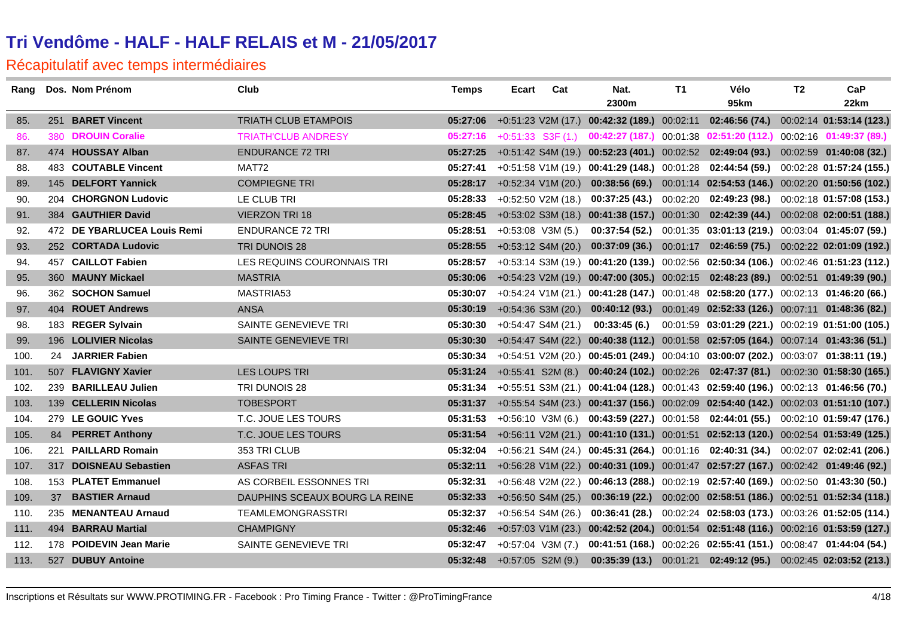# Tri Vendôme - HALF - HALF RELAIS et M - 21/05/2017

## Récapitulatif avec temps intermédiaires

| Rang | Dos. | Nom Prénom | Club | Temps | Ecart | Cat | Nat. 2300m | T1 | Vélo 95km | T2 | CaP 22km |
|---|---|---|---|---|---|---|---|---|---|---|---|
| 85. | 251 | **BARET Vincent** | TRIATH CLUB ETAMPOIS | **05:27:06** | +0:51:23 | V2M (17.) | **00:42:32 (189.)** | 00:02:11 | **02:46:56 (74.)** | 00:02:14 | **01:53:14 (123.)** |
| 86. | 380 | **DROUIN Coralie** | TRIATH'CLUB ANDRESY | **05:27:16** | +0:51:33 | S3F (1.) | **00:42:27 (187.)** | 00:01:38 | **02:51:20 (112.)** | 00:02:16 | **01:49:37 (89.)** |
| 87. | 474 | **HOUSSAY Alban** | ENDURANCE 72 TRI | **05:27:25** | +0:51:42 | S4M (19.) | **00:52:23 (401.)** | 00:02:52 | **02:49:04 (93.)** | 00:02:59 | **01:40:08 (32.)** |
| 88. | 483 | **COUTABLE Vincent** | MAT72 | **05:27:41** | +0:51:58 | V1M (19.) | **00:41:29 (148.)** | 00:01:28 | **02:44:54 (59.)** | 00:02:28 | **01:57:24 (155.)** |
| 89. | 145 | **DELFORT Yannick** | COMPIEGNE TRI | **05:28:17** | +0:52:34 | V1M (20.) | **00:38:56 (69.)** | 00:01:14 | **02:54:53 (146.)** | 00:02:20 | **01:50:56 (102.)** |
| 90. | 204 | **CHORGNON Ludovic** | LE CLUB TRI | **05:28:33** | +0:52:50 | V2M (18.) | **00:37:25 (43.)** | 00:02:20 | **02:49:23 (98.)** | 00:02:18 | **01:57:08 (153.)** |
| 91. | 384 | **GAUTHIER David** | VIERZON TRI 18 | **05:28:45** | +0:53:02 | S3M (18.) | **00:41:38 (157.)** | 00:01:30 | **02:42:39 (44.)** | 00:02:08 | **02:00:51 (188.)** |
| 92. | 472 | **DE YBARLUCEA Louis Remi** | ENDURANCE 72 TRI | **05:28:51** | +0:53:08 | V3M (5.) | **00:37:54 (52.)** | 00:01:35 | **03:01:13 (219.)** | 00:03:04 | **01:45:07 (59.)** |
| 93. | 252 | **CORTADA Ludovic** | TRI DUNOIS 28 | **05:28:55** | +0:53:12 | S4M (20.) | **00:37:09 (36.)** | 00:01:17 | **02:46:59 (75.)** | 00:02:22 | **02:01:09 (192.)** |
| 94. | 457 | **CAILLOT Fabien** | LES REQUINS COURONNAIS TRI | **05:28:57** | +0:53:14 | S3M (19.) | **00:41:20 (139.)** | 00:02:56 | **02:50:34 (106.)** | 00:02:46 | **01:51:23 (112.)** |
| 95. | 360 | **MAUNY Mickael** | MASTRIA | **05:30:06** | +0:54:23 | V2M (19.) | **00:47:00 (305.)** | 00:02:15 | **02:48:23 (89.)** | 00:02:51 | **01:49:39 (90.)** |
| 96. | 362 | **SOCHON Samuel** | MASTRIA53 | **05:30:07** | +0:54:24 | V1M (21.) | **00:41:28 (147.)** | 00:01:48 | **02:58:20 (177.)** | 00:02:13 | **01:46:20 (66.)** |
| 97. | 404 | **ROUET Andrews** | ANSA | **05:30:19** | +0:54:36 | S3M (20.) | **00:40:12 (93.)** | 00:01:49 | **02:52:33 (126.)** | 00:07:11 | **01:48:36 (82.)** |
| 98. | 183 | **REGER Sylvain** | SAINTE GENEVIEVE TRI | **05:30:30** | +0:54:47 | S4M (21.) | **00:33:45 (6.)** | 00:01:59 | **03:01:29 (221.)** | 00:02:19 | **01:51:00 (105.)** |
| 99. | 196 | **LOLIVIER Nicolas** | SAINTE GENEVIEVE TRI | **05:30:30** | +0:54:47 | S4M (22.) | **00:40:38 (112.)** | 00:01:58 | **02:57:05 (164.)** | 00:07:14 | **01:43:36 (51.)** |
| 100. | 24 | **JARRIER Fabien** | | **05:30:34** | +0:54:51 | V2M (20.) | **00:45:01 (249.)** | 00:04:10 | **03:00:07 (202.)** | 00:03:07 | **01:38:11 (19.)** |
| 101. | 507 | **FLAVIGNY Xavier** | LES LOUPS TRI | **05:31:24** | +0:55:41 | S2M (8.) | **00:40:24 (102.)** | 00:02:26 | **02:47:37 (81.)** | 00:02:30 | **01:58:30 (165.)** |
| 102. | 239 | **BARILLEAU Julien** | TRI DUNOIS 28 | **05:31:34** | +0:55:51 | S3M (21.) | **00:41:04 (128.)** | 00:01:43 | **02:59:40 (196.)** | 00:02:13 | **01:46:56 (70.)** |
| 103. | 139 | **CELLERIN Nicolas** | TOBESPORT | **05:31:37** | +0:55:54 | S4M (23.) | **00:41:37 (156.)** | 00:02:09 | **02:54:40 (142.)** | 00:02:03 | **01:51:10 (107.)** |
| 104. | 279 | **LE GOUIC Yves** | T.C. JOUE LES TOURS | **05:31:53** | +0:56:10 | V3M (6.) | **00:43:59 (227.)** | 00:01:58 | **02:44:01 (55.)** | 00:02:10 | **01:59:47 (176.)** |
| 105. | 84 | **PERRET Anthony** | T.C. JOUE LES TOURS | **05:31:54** | +0:56:11 | V2M (21.) | **00:41:10 (131.)** | 00:01:51 | **02:52:13 (120.)** | 00:02:54 | **01:53:49 (125.)** |
| 106. | 221 | **PAILLARD Romain** | 353 TRI CLUB | **05:32:04** | +0:56:21 | S4M (24.) | **00:45:31 (264.)** | 00:01:16 | **02:40:31 (34.)** | 00:02:07 | **02:02:41 (206.)** |
| 107. | 317 | **DOISNEAU Sebastien** | ASFAS TRI | **05:32:11** | +0:56:28 | V1M (22.) | **00:40:31 (109.)** | 00:01:47 | **02:57:27 (167.)** | 00:02:42 | **01:49:46 (92.)** |
| 108. | 153 | **PLATET Emmanuel** | AS CORBEIL ESSONNES TRI | **05:32:31** | +0:56:48 | V2M (22.) | **00:46:13 (288.)** | 00:02:19 | **02:57:40 (169.)** | 00:02:50 | **01:43:30 (50.)** |
| 109. | 37 | **BASTIER Arnaud** | DAUPHINS SCEAUX BOURG LA REINE | **05:32:33** | +0:56:50 | S4M (25.) | **00:36:19 (22.)** | 00:02:00 | **02:58:51 (186.)** | 00:02:51 | **01:52:34 (118.)** |
| 110. | 235 | **MENANTEAU Arnaud** | TEAMLEMONGRASSTRI | **05:32:37** | +0:56:54 | S4M (26.) | **00:36:41 (28.)** | 00:02:24 | **02:58:03 (173.)** | 00:03:26 | **01:52:05 (114.)** |
| 111. | 494 | **BARRAU Martial** | CHAMPIGNY | **05:32:46** | +0:57:03 | V1M (23.) | **00:42:52 (204.)** | 00:01:54 | **02:51:48 (116.)** | 00:02:16 | **01:53:59 (127.)** |
| 112. | 178 | **POIDEVIN Jean Marie** | SAINTE GENEVIEVE TRI | **05:32:47** | +0:57:04 | V3M (7.) | **00:41:51 (168.)** | 00:02:26 | **02:55:41 (151.)** | 00:08:47 | **01:44:04 (54.)** |
| 113. | 527 | **DUBUY Antoine** | | **05:32:48** | +0:57:05 | S2M (9.) | **00:35:39 (13.)** | 00:01:21 | **02:49:12 (95.)** | 00:02:45 | **02:03:52 (213.)** |

Inscriptions et Résultats sur WWW.PROTIMING.FR - Facebook : Pro Timing France - Twitter : @ProTimingFrance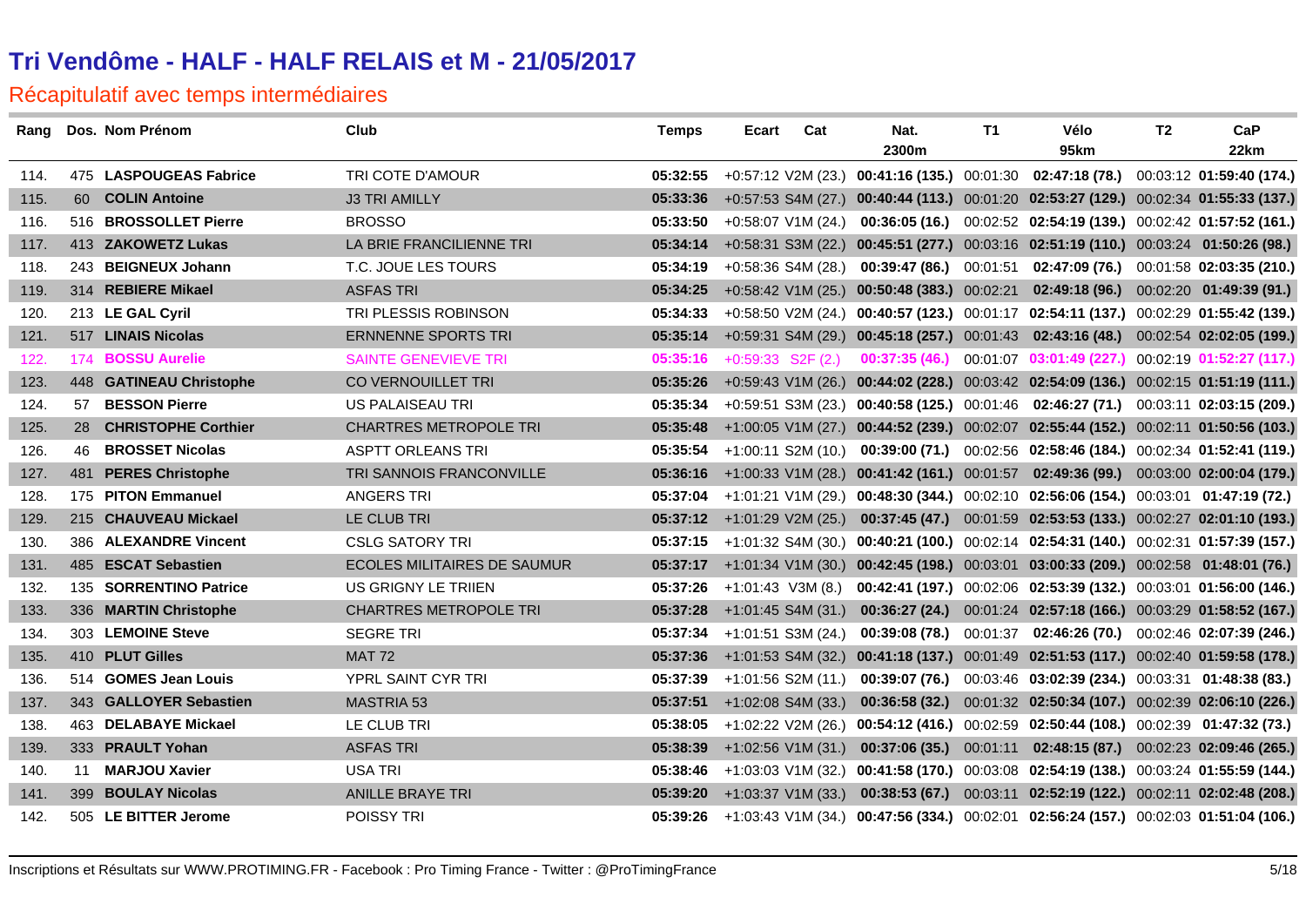# Tri Vendôme - HALF - HALF RELAIS et M - 21/05/2017

## Récapitulatif avec temps intermédiaires

| Rang | Dos. | Nom Prénom | Club | Temps | Ecart | Cat | Nat. 2300m | T1 | Vélo 95km | T2 | CaP 22km |
|---|---|---|---|---|---|---|---|---|---|---|---|
| 114. | 475 | **LASPOUGEAS Fabrice** | TRI COTE D'AMOUR | **05:32:55** | +0:57:12 | V2M (23.) | **00:41:16 (135.)** | 00:01:30 | **02:47:18 (78.)** | 00:03:12 | **01:59:40 (174.)** |
| 115. | 60 | **COLIN Antoine** | J3 TRI AMILLY | **05:33:36** | +0:57:53 | S4M (27.) | **00:40:44 (113.)** | 00:01:20 | **02:53:27 (129.)** | 00:02:34 | **01:55:33 (137.)** |
| 116. | 516 | **BROSSOLLET Pierre** | BROSSO | **05:33:50** | +0:58:07 | V1M (24.) | **00:36:05 (16.)** | 00:02:52 | **02:54:19 (139.)** | 00:02:42 | **01:57:52 (161.)** |
| 117. | 413 | **ZAKOWETZ Lukas** | LA BRIE FRANCILIENNE TRI | **05:34:14** | +0:58:31 | S3M (22.) | **00:45:51 (277.)** | 00:03:16 | **02:51:19 (110.)** | 00:03:24 | **01:50:26 (98.)** |
| 118. | 243 | **BEIGNEUX Johann** | T.C. JOUE LES TOURS | **05:34:19** | +0:58:36 | S4M (28.) | **00:39:47 (86.)** | 00:01:51 | **02:47:09 (76.)** | 00:01:58 | **02:03:35 (210.)** |
| 119. | 314 | **REBIERE Mikael** | ASFAS TRI | **05:34:25** | +0:58:42 | V1M (25.) | **00:50:48 (383.)** | 00:02:21 | **02:49:18 (96.)** | 00:02:20 | **01:49:39 (91.)** |
| 120. | 213 | **LE GAL Cyril** | TRI PLESSIS ROBINSON | **05:34:33** | +0:58:50 | V2M (24.) | **00:40:57 (123.)** | 00:01:17 | **02:54:11 (137.)** | 00:02:29 | **01:55:42 (139.)** |
| 121. | 517 | **LINAIS Nicolas** | ERNNENNE SPORTS TRI | **05:35:14** | +0:59:31 | S4M (29.) | **00:45:18 (257.)** | 00:01:43 | **02:43:16 (48.)** | 00:02:54 | **02:02:05 (199.)** |
| 122. | 174 | **BOSSU Aurelie** | SAINTE GENEVIEVE TRI | **05:35:16** | +0:59:33 | S2F (2.) | **00:37:35 (46.)** | 00:01:07 | **03:01:49 (227.)** | 00:02:19 | **01:52:27 (117.)** |
| 123. | 448 | **GATINEAU Christophe** | CO VERNOUILLET TRI | **05:35:26** | +0:59:43 | V1M (26.) | **00:44:02 (228.)** | 00:03:42 | **02:54:09 (136.)** | 00:02:15 | **01:51:19 (111.)** |
| 124. | 57 | **BESSON Pierre** | US PALAISEAU TRI | **05:35:34** | +0:59:51 | S3M (23.) | **00:40:58 (125.)** | 00:01:46 | **02:46:27 (71.)** | 00:03:11 | **02:03:15 (209.)** |
| 125. | 28 | **CHRISTOPHE Corthier** | CHARTRES METROPOLE TRI | **05:35:48** | +1:00:05 | V1M (27.) | **00:44:52 (239.)** | 00:02:07 | **02:55:44 (152.)** | 00:02:11 | **01:50:56 (103.)** |
| 126. | 46 | **BROSSET Nicolas** | ASPTT ORLEANS TRI | **05:35:54** | +1:00:11 | S2M (10.) | **00:39:00 (71.)** | 00:02:56 | **02:58:46 (184.)** | 00:02:34 | **01:52:41 (119.)** |
| 127. | 481 | **PERES Christophe** | TRI SANNOIS FRANCONVILLE | **05:36:16** | +1:00:33 | V1M (28.) | **00:41:42 (161.)** | 00:01:57 | **02:49:36 (99.)** | 00:03:00 | **02:00:04 (179.)** |
| 128. | 175 | **PITON Emmanuel** | ANGERS TRI | **05:37:04** | +1:01:21 | V1M (29.) | **00:48:30 (344.)** | 00:02:10 | **02:56:06 (154.)** | 00:03:01 | **01:47:19 (72.)** |
| 129. | 215 | **CHAUVEAU Mickael** | LE CLUB TRI | **05:37:12** | +1:01:29 | V2M (25.) | **00:37:45 (47.)** | 00:01:59 | **02:53:53 (133.)** | 00:02:27 | **02:01:10 (193.)** |
| 130. | 386 | **ALEXANDRE Vincent** | CSLG SATORY TRI | **05:37:15** | +1:01:32 | S4M (30.) | **00:40:21 (100.)** | 00:02:14 | **02:54:31 (140.)** | 00:02:31 | **01:57:39 (157.)** |
| 131. | 485 | **ESCAT Sebastien** | ECOLES MILITAIRES DE SAUMUR | **05:37:17** | +1:01:34 | V1M (30.) | **00:42:45 (198.)** | 00:03:01 | **03:00:33 (209.)** | 00:02:58 | **01:48:01 (76.)** |
| 132. | 135 | **SORRENTINO Patrice** | US GRIGNY LE TRIIEN | **05:37:26** | +1:01:43 | V3M (8.) | **00:42:41 (197.)** | 00:02:06 | **02:53:39 (132.)** | 00:03:01 | **01:56:00 (146.)** |
| 133. | 336 | **MARTIN Christophe** | CHARTRES METROPOLE TRI | **05:37:28** | +1:01:45 | S4M (31.) | **00:36:27 (24.)** | 00:01:24 | **02:57:18 (166.)** | 00:03:29 | **01:58:52 (167.)** |
| 134. | 303 | **LEMOINE Steve** | SEGRE TRI | **05:37:34** | +1:01:51 | S3M (24.) | **00:39:08 (78.)** | 00:01:37 | **02:46:26 (70.)** | 00:02:46 | **02:07:39 (246.)** |
| 135. | 410 | **PLUT Gilles** | MAT 72 | **05:37:36** | +1:01:53 | S4M (32.) | **00:41:18 (137.)** | 00:01:49 | **02:51:53 (117.)** | 00:02:40 | **01:59:58 (178.)** |
| 136. | 514 | **GOMES Jean Louis** | YPRL SAINT CYR TRI | **05:37:39** | +1:01:56 | S2M (11.) | **00:39:07 (76.)** | 00:03:46 | **03:02:39 (234.)** | 00:03:31 | **01:48:38 (83.)** |
| 137. | 343 | **GALLOYER Sebastien** | MASTRIA 53 | **05:37:51** | +1:02:08 | S4M (33.) | **00:36:58 (32.)** | 00:01:32 | **02:50:34 (107.)** | 00:02:39 | **02:06:10 (226.)** |
| 138. | 463 | **DELABAYE Mickael** | LE CLUB TRI | **05:38:05** | +1:02:22 | V2M (26.) | **00:54:12 (416.)** | 00:02:59 | **02:50:44 (108.)** | 00:02:39 | **01:47:32 (73.)** |
| 139. | 333 | **PRAULT Yohan** | ASFAS TRI | **05:38:39** | +1:02:56 | V1M (31.) | **00:37:06 (35.)** | 00:01:11 | **02:48:15 (87.)** | 00:02:23 | **02:09:46 (265.)** |
| 140. | 11 | **MARJOU Xavier** | USA TRI | **05:38:46** | +1:03:03 | V1M (32.) | **00:41:58 (170.)** | 00:03:08 | **02:54:19 (138.)** | 00:03:24 | **01:55:59 (144.)** |
| 141. | 399 | **BOULAY Nicolas** | ANILLE BRAYE TRI | **05:39:20** | +1:03:37 | V1M (33.) | **00:38:53 (67.)** | 00:03:11 | **02:52:19 (122.)** | 00:02:11 | **02:02:48 (208.)** |
| 142. | 505 | **LE BITTER Jerome** | POISSY TRI | **05:39:26** | +1:03:43 | V1M (34.) | **00:47:56 (334.)** | 00:02:01 | **02:56:24 (157.)** | 00:02:03 | **01:51:04 (106.)** |

Inscriptions et Résultats sur WWW.PROTIMING.FR - Facebook : Pro Timing France - Twitter : @ProTimingFrance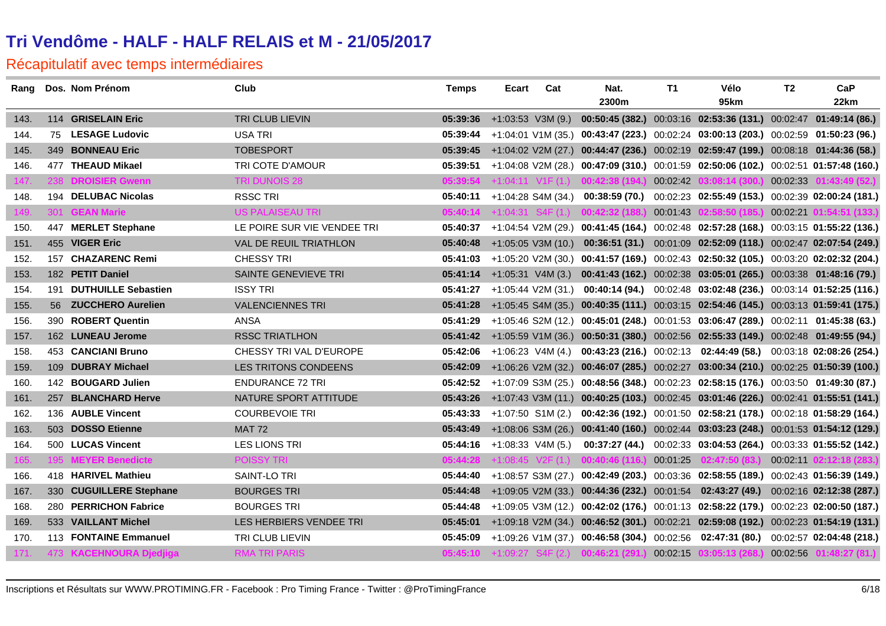# Tri Vendôme - HALF - HALF RELAIS et M - 21/05/2017

## Récapitulatif avec temps intermédiaires

| Rang | Dos. | Nom Prénom | Club | Temps | Ecart | Cat | Nat. 2300m | T1 | Vélo 95km | T2 | CaP 22km |
|---|---|---|---|---|---|---|---|---|---|---|---|
| 143. | 114 | **GRISELAIN Eric** | TRI CLUB LIEVIN | **05:39:36** | +1:03:53 | V3M (9.) | **00:50:45 (382.)** | 00:03:16 | **02:53:36 (131.)** | 00:02:47 | **01:49:14 (86.)** |
| 144. | 75 | **LESAGE Ludovic** | USA TRI | **05:39:44** | +1:04:01 | V1M (35.) | **00:43:47 (223.)** | 00:02:24 | **03:00:13 (203.)** | 00:02:59 | **01:50:23 (96.)** |
| 145. | 349 | **BONNEAU Eric** | TOBESPORT | **05:39:45** | +1:04:02 | V2M (27.) | **00:44:47 (236.)** | 00:02:19 | **02:59:47 (199.)** | 00:08:18 | **01:44:36 (58.)** |
| 146. | 477 | **THEAUD Mikael** | TRI COTE D'AMOUR | **05:39:51** | +1:04:08 | V2M (28.) | **00:47:09 (310.)** | 00:01:59 | **02:50:06 (102.)** | 00:02:51 | **01:57:48 (160.)** |
| 147. | 238 | **DROISIER Gwenn** | TRI DUNOIS 28 | **05:39:54** | +1:04:11 | V1F (1.) | **00:42:38 (194.)** | 00:02:42 | **03:08:14 (300.)** | 00:02:33 | **01:43:49 (52.)** |
| 148. | 194 | **DELUBAC Nicolas** | RSSC TRI | **05:40:11** | +1:04:28 | S4M (34.) | **00:38:59 (70.)** | 00:02:23 | **02:55:49 (153.)** | 00:02:39 | **02:00:24 (181.)** |
| 149. | 301 | **GEAN Marie** | US PALAISEAU TRI | **05:40:14** | +1:04:31 | S4F (1.) | **00:42:32 (188.)** | 00:01:43 | **02:58:50 (185.)** | 00:02:21 | **01:54:51 (133.)** |
| 150. | 447 | **MERLET Stephane** | LE POIRE SUR VIE VENDEE TRI | **05:40:37** | +1:04:54 | V2M (29.) | **00:41:45 (164.)** | 00:02:48 | **02:57:28 (168.)** | 00:03:15 | **01:55:22 (136.)** |
| 151. | 455 | **VIGER Eric** | VAL DE REUIL TRIATHLON | **05:40:48** | +1:05:05 | V3M (10.) | **00:36:51 (31.)** | 00:01:09 | **02:52:09 (118.)** | 00:02:47 | **02:07:54 (249.)** |
| 152. | 157 | **CHAZARENC Remi** | CHESSY TRI | **05:41:03** | +1:05:20 | V2M (30.) | **00:41:57 (169.)** | 00:02:43 | **02:50:32 (105.)** | 00:03:20 | **02:02:32 (204.)** |
| 153. | 182 | **PETIT Daniel** | SAINTE GENEVIEVE TRI | **05:41:14** | +1:05:31 | V4M (3.) | **00:41:43 (162.)** | 00:02:38 | **03:05:01 (265.)** | 00:03:38 | **01:48:16 (79.)** |
| 154. | 191 | **DUTHUILLE Sebastien** | ISSY TRI | **05:41:27** | +1:05:44 | V2M (31.) | **00:40:14 (94.)** | 00:02:48 | **03:02:48 (236.)** | 00:03:14 | **01:52:25 (116.)** |
| 155. | 56 | **ZUCCHERO Aurelien** | VALENCIENNES TRI | **05:41:28** | +1:05:45 | S4M (35.) | **00:40:35 (111.)** | 00:03:15 | **02:54:46 (145.)** | 00:03:13 | **01:59:41 (175.)** |
| 156. | 390 | **ROBERT Quentin** | ANSA | **05:41:29** | +1:05:46 | S2M (12.) | **00:45:01 (248.)** | 00:01:53 | **03:06:47 (289.)** | 00:02:11 | **01:45:38 (63.)** |
| 157. | 162 | **LUNEAU Jerome** | RSSC TRIATLHON | **05:41:42** | +1:05:59 | V1M (36.) | **00:50:31 (380.)** | 00:02:56 | **02:55:33 (149.)** | 00:02:48 | **01:49:55 (94.)** |
| 158. | 453 | **CANCIANI Bruno** | CHESSY TRI VAL D'EUROPE | **05:42:06** | +1:06:23 | V4M (4.) | **00:43:23 (216.)** | 00:02:13 | **02:44:49 (58.)** | 00:03:18 | **02:08:26 (254.)** |
| 159. | 109 | **DUBRAY Michael** | LES TRITONS CONDEENS | **05:42:09** | +1:06:26 | V2M (32.) | **00:46:07 (285.)** | 00:02:27 | **03:00:34 (210.)** | 00:02:25 | **01:50:39 (100.)** |
| 160. | 142 | **BOUGARD Julien** | ENDURANCE 72 TRI | **05:42:52** | +1:07:09 | S3M (25.) | **00:48:56 (348.)** | 00:02:23 | **02:58:15 (176.)** | 00:03:50 | **01:49:30 (87.)** |
| 161. | 257 | **BLANCHARD Herve** | NATURE SPORT ATTITUDE | **05:43:26** | +1:07:43 | V3M (11.) | **00:40:25 (103.)** | 00:02:45 | **03:01:46 (226.)** | 00:02:41 | **01:55:51 (141.)** |
| 162. | 136 | **AUBLE Vincent** | COURBEVOIE TRI | **05:43:33** | +1:07:50 | S1M (2.) | **00:42:36 (192.)** | 00:01:50 | **02:58:21 (178.)** | 00:02:18 | **01:58:29 (164.)** |
| 163. | 503 | **DOSSO Etienne** | MAT 72 | **05:43:49** | +1:08:06 | S3M (26.) | **00:41:40 (160.)** | 00:02:44 | **03:03:23 (248.)** | 00:01:53 | **01:54:12 (129.)** |
| 164. | 500 | **LUCAS Vincent** | LES LIONS TRI | **05:44:16** | +1:08:33 | V4M (5.) | **00:37:27 (44.)** | 00:02:33 | **03:04:53 (264.)** | 00:03:33 | **01:55:52 (142.)** |
| 165. | 195 | **MEYER Benedicte** | POISSY TRI | **05:44:28** | +1:08:45 | V2F (1.) | **00:40:46 (116.)** | 00:01:25 | **02:47:50 (83.)** | 00:02:11 | **02:12:18 (283.)** |
| 166. | 418 | **HARIVEL Mathieu** | SAINT-LO TRI | **05:44:40** | +1:08:57 | S3M (27.) | **00:42:49 (203.)** | 00:03:36 | **02:58:55 (189.)** | 00:02:43 | **01:56:39 (149.)** |
| 167. | 330 | **CUGUILLERE Stephane** | BOURGES TRI | **05:44:48** | +1:09:05 | V2M (33.) | **00:44:36 (232.)** | 00:01:54 | **02:43:27 (49.)** | 00:02:16 | **02:12:38 (287.)** |
| 168. | 280 | **PERRICHON Fabrice** | BOURGES TRI | **05:44:48** | +1:09:05 | V3M (12.) | **00:42:02 (176.)** | 00:01:13 | **02:58:22 (179.)** | 00:02:23 | **02:00:50 (187.)** |
| 169. | 533 | **VAILLANT Michel** | LES HERBIERS VENDEE TRI | **05:45:01** | +1:09:18 | V2M (34.) | **00:46:52 (301.)** | 00:02:21 | **02:59:08 (192.)** | 00:02:23 | **01:54:19 (131.)** |
| 170. | 113 | **FONTAINE Emmanuel** | TRI CLUB LIEVIN | **05:45:09** | +1:09:26 | V1M (37.) | **00:46:58 (304.)** | 00:02:56 | **02:47:31 (80.)** | 00:02:57 | **02:04:48 (218.)** |
| 171. | 473 | **KACEHNOURA Djedjiga** | RMA TRI PARIS | **05:45:10** | +1:09:27 | S4F (2.) | **00:46:21 (291.)** | 00:02:15 | **03:05:13 (268.)** | 00:02:56 | **01:48:27 (81.)** |

Inscriptions et Résultats sur WWW.PROTIMING.FR - Facebook : Pro Timing France - Twitter : @ProTimingFrance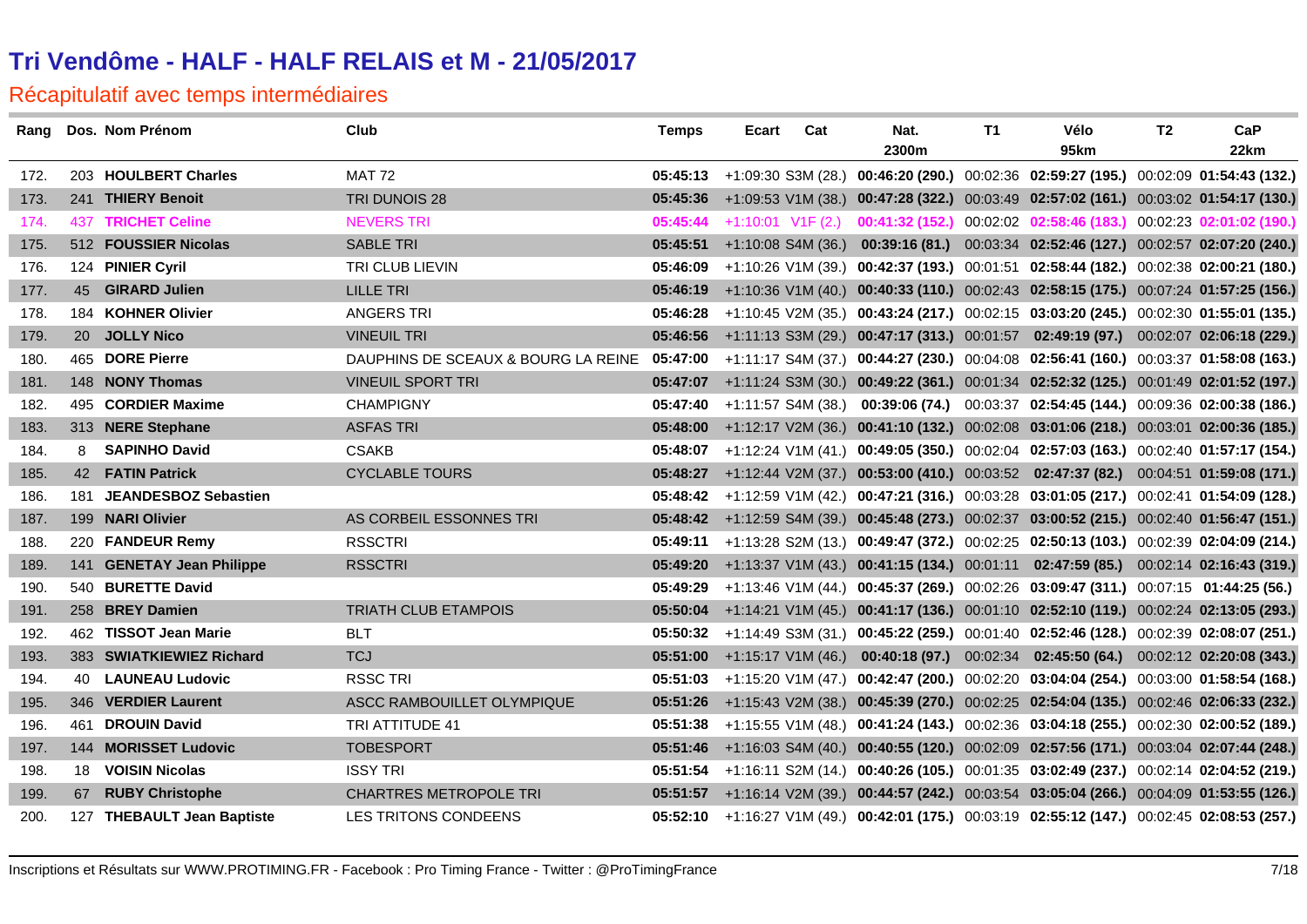# Tri Vendôme - HALF - HALF RELAIS et M - 21/05/2017

## Récapitulatif avec temps intermédiaires

| Rang | Dos. | Nom Prénom | Club | Temps | Ecart | Cat | Nat. 2300m | T1 | Vélo 95km | T2 | CaP 22km |
|---|---|---|---|---|---|---|---|---|---|---|---|
| 172. | 203 | **HOULBERT Charles** | MAT 72 | **05:45:13** | +1:09:30 | S3M (28.) | **00:46:20 (290.)** | 00:02:36 | **02:59:27 (195.)** | 00:02:09 | **01:54:43 (132.)** |
| 173. | 241 | **THIERY Benoit** | TRI DUNOIS 28 | **05:45:36** | +1:09:53 | V1M (38.) | **00:47:28 (322.)** | 00:03:49 | **02:57:02 (161.)** | 00:03:02 | **01:54:17 (130.)** |
| 174. | 437 | **TRICHET Celine** | NEVERS TRI | **05:45:44** | +1:10:01 | V1F (2.) | **00:41:32 (152.)** | 00:02:02 | **02:58:46 (183.)** | 00:02:23 | **02:01:02 (190.)** |
| 175. | 512 | **FOUSSIER Nicolas** | SABLE TRI | **05:45:51** | +1:10:08 | S4M (36.) | **00:39:16 (81.)** | 00:03:34 | **02:52:46 (127.)** | 00:02:57 | **02:07:20 (240.)** |
| 176. | 124 | **PINIER Cyril** | TRI CLUB LIEVIN | **05:46:09** | +1:10:26 | V1M (39.) | **00:42:37 (193.)** | 00:01:51 | **02:58:44 (182.)** | 00:02:38 | **02:00:21 (180.)** |
| 177. | 45 | **GIRARD Julien** | LILLE TRI | **05:46:19** | +1:10:36 | V1M (40.) | **00:40:33 (110.)** | 00:02:43 | **02:58:15 (175.)** | 00:07:24 | **01:57:25 (156.)** |
| 178. | 184 | **KOHNER Olivier** | ANGERS TRI | **05:46:28** | +1:10:45 | V2M (35.) | **00:43:24 (217.)** | 00:02:15 | **03:03:20 (245.)** | 00:02:30 | **01:55:01 (135.)** |
| 179. | 20 | **JOLLY Nico** | VINEUIL TRI | **05:46:56** | +1:11:13 | S3M (29.) | **00:47:17 (313.)** | 00:01:57 | **02:49:19 (97.)** | 00:02:07 | **02:06:18 (229.)** |
| 180. | 465 | **DORE Pierre** | DAUPHINS DE SCEAUX & BOURG LA REINE | **05:47:00** | +1:11:17 | S4M (37.) | **00:44:27 (230.)** | 00:04:08 | **02:56:41 (160.)** | 00:03:37 | **01:58:08 (163.)** |
| 181. | 148 | **NONY Thomas** | VINEUIL SPORT TRI | **05:47:07** | +1:11:24 | S3M (30.) | **00:49:22 (361.)** | 00:01:34 | **02:52:32 (125.)** | 00:01:49 | **02:01:52 (197.)** |
| 182. | 495 | **CORDIER Maxime** | CHAMPIGNY | **05:47:40** | +1:11:57 | S4M (38.) | **00:39:06 (74.)** | 00:03:37 | **02:54:45 (144.)** | 00:09:36 | **02:00:38 (186.)** |
| 183. | 313 | **NERE Stephane** | ASFAS TRI | **05:48:00** | +1:12:17 | V2M (36.) | **00:41:10 (132.)** | 00:02:08 | **03:01:06 (218.)** | 00:03:01 | **02:00:36 (185.)** |
| 184. | 8 | **SAPINHO David** | CSAKB | **05:48:07** | +1:12:24 | V1M (41.) | **00:49:05 (350.)** | 00:02:04 | **02:57:03 (163.)** | 00:02:40 | **01:57:17 (154.)** |
| 185. | 42 | **FATIN Patrick** | CYCLABLE TOURS | **05:48:27** | +1:12:44 | V2M (37.) | **00:53:00 (410.)** | 00:03:52 | **02:47:37 (82.)** | 00:04:51 | **01:59:08 (171.)** |
| 186. | 181 | **JEANDESBOZ Sebastien** | | **05:48:42** | +1:12:59 | V1M (42.) | **00:47:21 (316.)** | 00:03:28 | **03:01:05 (217.)** | 00:02:41 | **01:54:09 (128.)** |
| 187. | 199 | **NARI Olivier** | AS CORBEIL ESSONNES TRI | **05:48:42** | +1:12:59 | S4M (39.) | **00:45:48 (273.)** | 00:02:37 | **03:00:52 (215.)** | 00:02:40 | **01:56:47 (151.)** |
| 188. | 220 | **FANDEUR Remy** | RSSCTRI | **05:49:11** | +1:13:28 | S2M (13.) | **00:49:47 (372.)** | 00:02:25 | **02:50:13 (103.)** | 00:02:39 | **02:04:09 (214.)** |
| 189. | 141 | **GENETAY Jean Philippe** | RSSCTRI | **05:49:20** | +1:13:37 | V1M (43.) | **00:41:15 (134.)** | 00:01:11 | **02:47:59 (85.)** | 00:02:14 | **02:16:43 (319.)** |
| 190. | 540 | **BURETTE David** | | **05:49:29** | +1:13:46 | V1M (44.) | **00:45:37 (269.)** | 00:02:26 | **03:09:47 (311.)** | 00:07:15 | **01:44:25 (56.)** |
| 191. | 258 | **BREY Damien** | TRIATH CLUB ETAMPOIS | **05:50:04** | +1:14:21 | V1M (45.) | **00:41:17 (136.)** | 00:01:10 | **02:52:10 (119.)** | 00:02:24 | **02:13:05 (293.)** |
| 192. | 462 | **TISSOT Jean Marie** | BLT | **05:50:32** | +1:14:49 | S3M (31.) | **00:45:22 (259.)** | 00:01:40 | **02:52:46 (128.)** | 00:02:39 | **02:08:07 (251.)** |
| 193. | 383 | **SWIATKIEWIEZ Richard** | TCJ | **05:51:00** | +1:15:17 | V1M (46.) | **00:40:18 (97.)** | 00:02:34 | **02:45:50 (64.)** | 00:02:12 | **02:20:08 (343.)** |
| 194. | 40 | **LAUNEAU Ludovic** | RSSC TRI | **05:51:03** | +1:15:20 | V1M (47.) | **00:42:47 (200.)** | 00:02:20 | **03:04:04 (254.)** | 00:03:00 | **01:58:54 (168.)** |
| 195. | 346 | **VERDIER Laurent** | ASCC RAMBOUILLET OLYMPIQUE | **05:51:26** | +1:15:43 | V2M (38.) | **00:45:39 (270.)** | 00:02:25 | **02:54:04 (135.)** | 00:02:46 | **02:06:33 (232.)** |
| 196. | 461 | **DROUIN David** | TRI ATTITUDE 41 | **05:51:38** | +1:15:55 | V1M (48.) | **00:41:24 (143.)** | 00:02:36 | **03:04:18 (255.)** | 00:02:30 | **02:00:52 (189.)** |
| 197. | 144 | **MORISSET Ludovic** | TOBESPORT | **05:51:46** | +1:16:03 | S4M (40.) | **00:40:55 (120.)** | 00:02:09 | **02:57:56 (171.)** | 00:03:04 | **02:07:44 (248.)** |
| 198. | 18 | **VOISIN Nicolas** | ISSY TRI | **05:51:54** | +1:16:11 | S2M (14.) | **00:40:26 (105.)** | 00:01:35 | **03:02:49 (237.)** | 00:02:14 | **02:04:52 (219.)** |
| 199. | 67 | **RUBY Christophe** | CHARTRES METROPOLE TRI | **05:51:57** | +1:16:14 | V2M (39.) | **00:44:57 (242.)** | 00:03:54 | **03:05:04 (266.)** | 00:04:09 | **01:53:55 (126.)** |
| 200. | 127 | **THEBAULT Jean Baptiste** | LES TRITONS CONDEENS | **05:52:10** | +1:16:27 | V1M (49.) | **00:42:01 (175.)** | 00:03:19 | **02:55:12 (147.)** | 00:02:45 | **02:08:53 (257.)** |

Inscriptions et Résultats sur WWW.PROTIMING.FR - Facebook : Pro Timing France - Twitter : @ProTimingFrance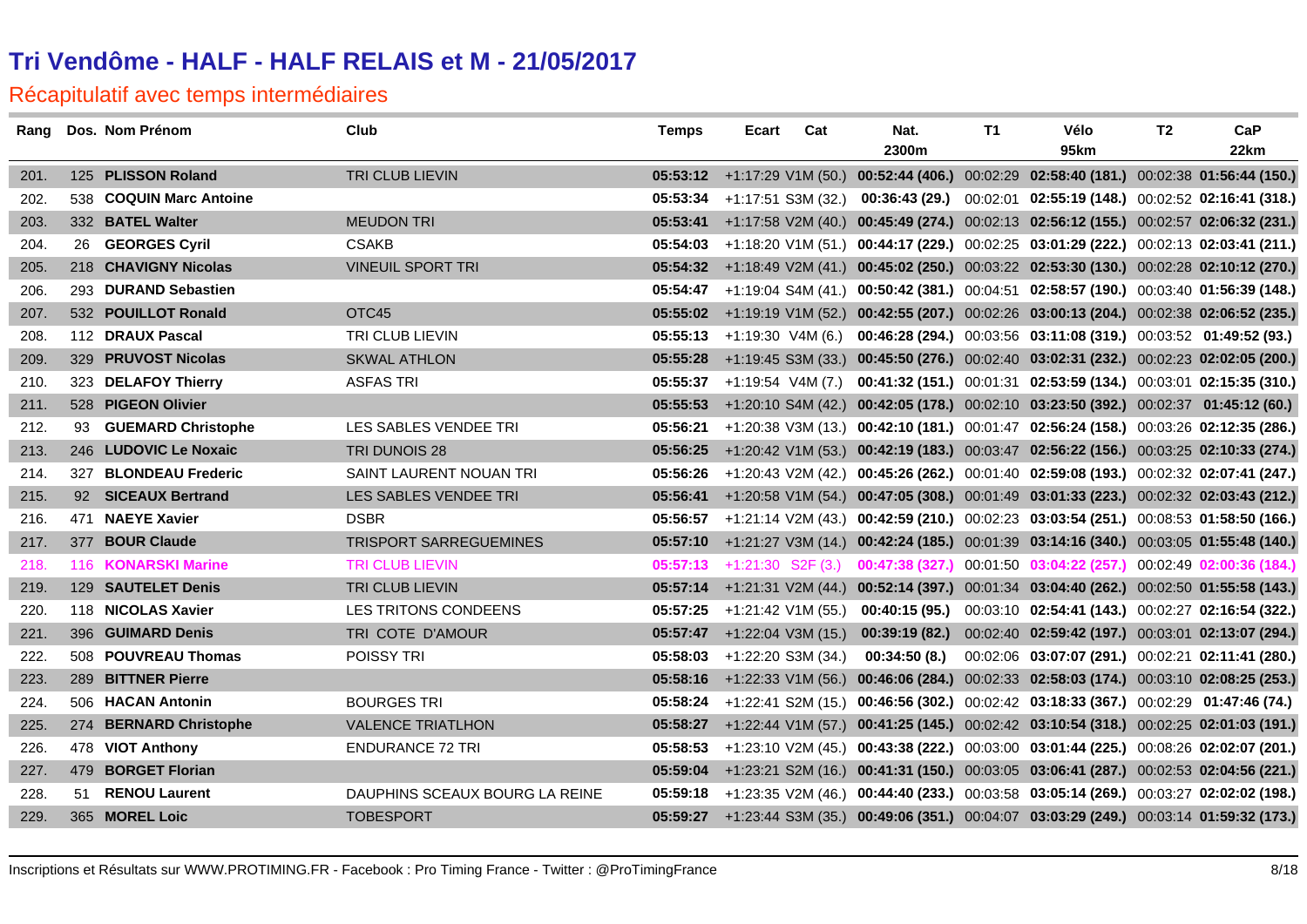# Tri Vendôme - HALF - HALF RELAIS et M - 21/05/2017

## Récapitulatif avec temps intermédiaires

| Rang | Dos. | Nom Prénom | Club | Temps | Ecart | Cat | Nat. 2300m | T1 | Vélo 95km | T2 | CaP 22km |
|---|---|---|---|---|---|---|---|---|---|---|---|
| 201. | 125 | **PLISSON Roland** | TRI CLUB LIEVIN | **05:53:12** | +1:17:29 | V1M (50.) | **00:52:44 (406.)** | 00:02:29 | **02:58:40 (181.)** | 00:02:38 | **01:56:44 (150.)** |
| 202. | 538 | **COQUIN Marc Antoine** | | **05:53:34** | +1:17:51 | S3M (32.) | **00:36:43 (29.)** | 00:02:01 | **02:55:19 (148.)** | 00:02:52 | **02:16:41 (318.)** |
| 203. | 332 | **BATEL Walter** | MEUDON TRI | **05:53:41** | +1:17:58 | V2M (40.) | **00:45:49 (274.)** | 00:02:13 | **02:56:12 (155.)** | 00:02:57 | **02:06:32 (231.)** |
| 204. | 26 | **GEORGES Cyril** | CSAKB | **05:54:03** | +1:18:20 | V1M (51.) | **00:44:17 (229.)** | 00:02:25 | **03:01:29 (222.)** | 00:02:13 | **02:03:41 (211.)** |
| 205. | 218 | **CHAVIGNY Nicolas** | VINEUIL SPORT TRI | **05:54:32** | +1:18:49 | V2M (41.) | **00:45:02 (250.)** | 00:03:22 | **02:53:30 (130.)** | 00:02:28 | **02:10:12 (270.)** |
| 206. | 293 | **DURAND Sebastien** | | **05:54:47** | +1:19:04 | S4M (41.) | **00:50:42 (381.)** | 00:04:51 | **02:58:57 (190.)** | 00:03:40 | **01:56:39 (148.)** |
| 207. | 532 | **POUILLOT Ronald** | OTC45 | **05:55:02** | +1:19:19 | V1M (52.) | **00:42:55 (207.)** | 00:02:26 | **03:00:13 (204.)** | 00:02:38 | **02:06:52 (235.)** |
| 208. | 112 | **DRAUX Pascal** | TRI CLUB LIEVIN | **05:55:13** | +1:19:30 | V4M (6.) | **00:46:28 (294.)** | 00:03:56 | **03:11:08 (319.)** | 00:03:52 | **01:49:52 (93.)** |
| 209. | 329 | **PRUVOST Nicolas** | SKWAL ATHLON | **05:55:28** | +1:19:45 | S3M (33.) | **00:45:50 (276.)** | 00:02:40 | **03:02:31 (232.)** | 00:02:23 | **02:02:05 (200.)** |
| 210. | 323 | **DELAFOY Thierry** | ASFAS TRI | **05:55:37** | +1:19:54 | V4M (7.) | **00:41:32 (151.)** | 00:01:31 | **02:53:59 (134.)** | 00:03:01 | **02:15:35 (310.)** |
| 211. | 528 | **PIGEON Olivier** | | **05:55:53** | +1:20:10 | S4M (42.) | **00:42:05 (178.)** | 00:02:10 | **03:23:50 (392.)** | 00:02:37 | **01:45:12 (60.)** |
| 212. | 93 | **GUEMARD Christophe** | LES SABLES VENDEE TRI | **05:56:21** | +1:20:38 | V3M (13.) | **00:42:10 (181.)** | 00:01:47 | **02:56:24 (158.)** | 00:03:26 | **02:12:35 (286.)** |
| 213. | 246 | **LUDOVIC Le Noxaic** | TRI DUNOIS 28 | **05:56:25** | +1:20:42 | V1M (53.) | **00:42:19 (183.)** | 00:03:47 | **02:56:22 (156.)** | 00:03:25 | **02:10:33 (274.)** |
| 214. | 327 | **BLONDEAU Frederic** | SAINT LAURENT NOUAN TRI | **05:56:26** | +1:20:43 | V2M (42.) | **00:45:26 (262.)** | 00:01:40 | **02:59:08 (193.)** | 00:02:32 | **02:07:41 (247.)** |
| 215. | 92 | **SICEAUX Bertrand** | LES SABLES VENDEE TRI | **05:56:41** | +1:20:58 | V1M (54.) | **00:47:05 (308.)** | 00:01:49 | **03:01:33 (223.)** | 00:02:32 | **02:03:43 (212.)** |
| 216. | 471 | **NAEYE Xavier** | DSBR | **05:56:57** | +1:21:14 | V2M (43.) | **00:42:59 (210.)** | 00:02:23 | **03:03:54 (251.)** | 00:08:53 | **01:58:50 (166.)** |
| 217. | 377 | **BOUR Claude** | TRISPORT SARREGUEMINES | **05:57:10** | +1:21:27 | V3M (14.) | **00:42:24 (185.)** | 00:01:39 | **03:14:16 (340.)** | 00:03:05 | **01:55:48 (140.)** |
| 218. | 116 | **KONARSKI Marine** | TRI CLUB LIEVIN | **05:57:13** | +1:21:30 | S2F (3.) | **00:47:38 (327.)** | 00:01:50 | **03:04:22 (257.)** | 00:02:49 | **02:00:36 (184.)** |
| 219. | 129 | **SAUTELET Denis** | TRI CLUB LIEVIN | **05:57:14** | +1:21:31 | V2M (44.) | **00:52:14 (397.)** | 00:01:34 | **03:04:40 (262.)** | 00:02:50 | **01:55:58 (143.)** |
| 220. | 118 | **NICOLAS Xavier** | LES TRITONS CONDEENS | **05:57:25** | +1:21:42 | V1M (55.) | **00:40:15 (95.)** | 00:03:10 | **02:54:41 (143.)** | 00:02:27 | **02:16:54 (322.)** |
| 221. | 396 | **GUIMARD Denis** | TRI COTE D'AMOUR | **05:57:47** | +1:22:04 | V3M (15.) | **00:39:19 (82.)** | 00:02:40 | **02:59:42 (197.)** | 00:03:01 | **02:13:07 (294.)** |
| 222. | 508 | **POUVREAU Thomas** | POISSY TRI | **05:58:03** | +1:22:20 | S3M (34.) | **00:34:50 (8.)** | 00:02:06 | **03:07:07 (291.)** | 00:02:21 | **02:11:41 (280.)** |
| 223. | 289 | **BITTNER Pierre** | | **05:58:16** | +1:22:33 | V1M (56.) | **00:46:06 (284.)** | 00:02:33 | **02:58:03 (174.)** | 00:03:10 | **02:08:25 (253.)** |
| 224. | 506 | **HACAN Antonin** | BOURGES TRI | **05:58:24** | +1:22:41 | S2M (15.) | **00:46:56 (302.)** | 00:02:42 | **03:18:33 (367.)** | 00:02:29 | **01:47:46 (74.)** |
| 225. | 274 | **BERNARD Christophe** | VALENCE TRIATLHON | **05:58:27** | +1:22:44 | V1M (57.) | **00:41:25 (145.)** | 00:02:42 | **03:10:54 (318.)** | 00:02:25 | **02:01:03 (191.)** |
| 226. | 478 | **VIOT Anthony** | ENDURANCE 72 TRI | **05:58:53** | +1:23:10 | V2M (45.) | **00:43:38 (222.)** | 00:03:00 | **03:01:44 (225.)** | 00:08:26 | **02:02:07 (201.)** |
| 227. | 479 | **BORGET Florian** | | **05:59:04** | +1:23:21 | S2M (16.) | **00:41:31 (150.)** | 00:03:05 | **03:06:41 (287.)** | 00:02:53 | **02:04:56 (221.)** |
| 228. | 51 | **RENOU Laurent** | DAUPHINS SCEAUX BOURG LA REINE | **05:59:18** | +1:23:35 | V2M (46.) | **00:44:40 (233.)** | 00:03:58 | **03:05:14 (269.)** | 00:03:27 | **02:02:02 (198.)** |
| 229. | 365 | **MOREL Loic** | TOBESPORT | **05:59:27** | +1:23:44 | S3M (35.) | **00:49:06 (351.)** | 00:04:07 | **03:03:29 (249.)** | 00:03:14 | **01:59:32 (173.)** |

Inscriptions et Résultats sur WWW.PROTIMING.FR - Facebook : Pro Timing France - Twitter : @ProTimingFrance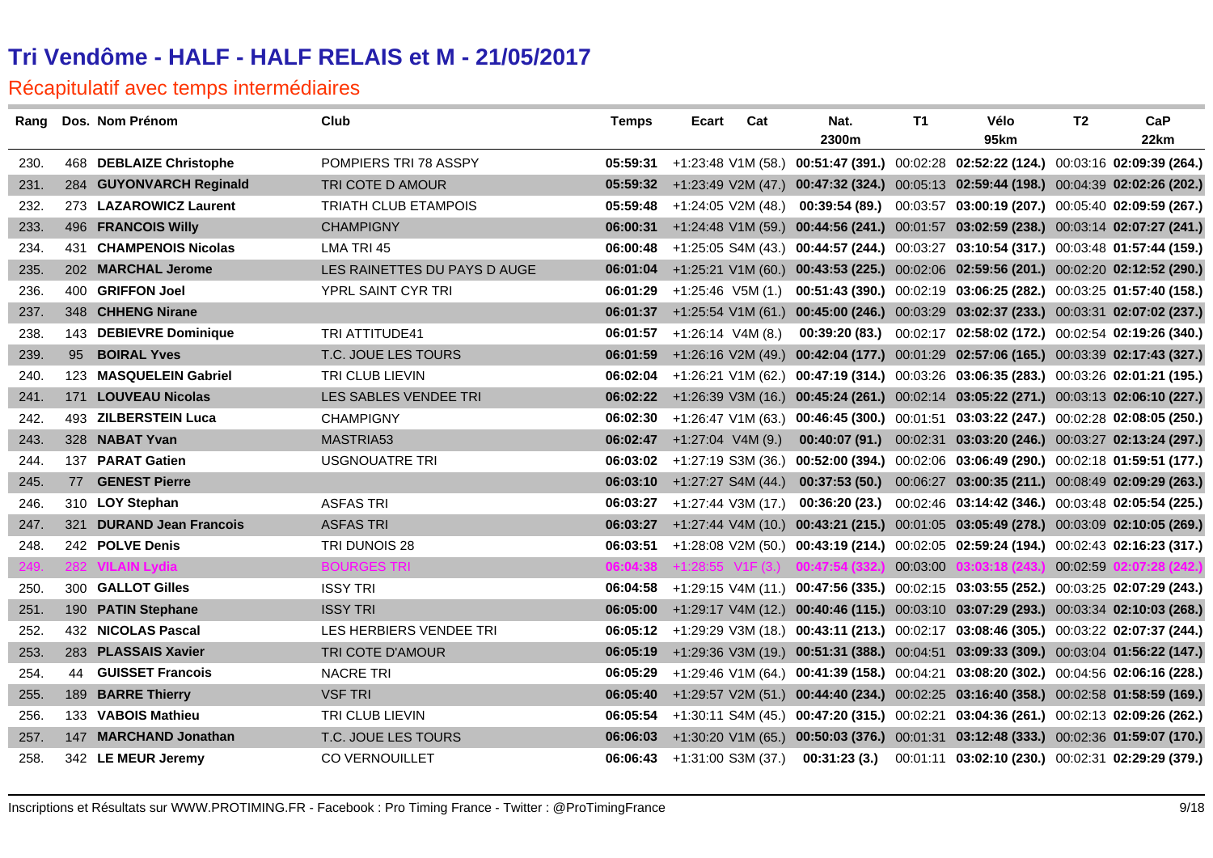# Tri Vendôme - HALF - HALF RELAIS et M - 21/05/2017

## Récapitulatif avec temps intermédiaires

| Rang | Dos. | Nom Prénom | Club | Temps | Ecart | Cat | Nat. 2300m | T1 | Vélo 95km | T2 | CaP 22km |
|---|---|---|---|---|---|---|---|---|---|---|---|
| 230. | 468 | **DEBLAIZE Christophe** | POMPIERS TRI 78 ASSPY | **05:59:31** | +1:23:48 | V1M (58.) | **00:51:47 (391.)** | 00:02:28 | **02:52:22 (124.)** | 00:03:16 | **02:09:39 (264.)** |
| 231. | 284 | **GUYONVARCH Reginald** | TRI COTE D AMOUR | **05:59:32** | +1:23:49 | V2M (47.) | **00:47:32 (324.)** | 00:05:13 | **02:59:44 (198.)** | 00:04:39 | **02:02:26 (202.)** |
| 232. | 273 | **LAZAROWICZ Laurent** | TRIATH CLUB ETAMPOIS | **05:59:48** | +1:24:05 | V2M (48.) | **00:39:54 (89.)** | 00:03:57 | **03:00:19 (207.)** | 00:05:40 | **02:09:59 (267.)** |
| 233. | 496 | **FRANCOIS Willy** | CHAMPIGNY | **06:00:31** | +1:24:48 | V1M (59.) | **00:44:56 (241.)** | 00:01:57 | **03:02:59 (238.)** | 00:03:14 | **02:07:27 (241.)** |
| 234. | 431 | **CHAMPENOIS Nicolas** | LMA TRI 45 | **06:00:48** | +1:25:05 | S4M (43.) | **00:44:57 (244.)** | 00:03:27 | **03:10:54 (317.)** | 00:03:48 | **01:57:44 (159.)** |
| 235. | 202 | **MARCHAL Jerome** | LES RAINETTES DU PAYS D AUGE | **06:01:04** | +1:25:21 | V1M (60.) | **00:43:53 (225.)** | 00:02:06 | **02:59:56 (201.)** | 00:02:20 | **02:12:52 (290.)** |
| 236. | 400 | **GRIFFON Joel** | YPRL SAINT CYR TRI | **06:01:29** | +1:25:46 | V5M (1.) | **00:51:43 (390.)** | 00:02:19 | **03:06:25 (282.)** | 00:03:25 | **01:57:40 (158.)** |
| 237. | 348 | **CHHENG Nirane** | | **06:01:37** | +1:25:54 | V1M (61.) | **00:45:00 (246.)** | 00:03:29 | **03:02:37 (233.)** | 00:03:31 | **02:07:02 (237.)** |
| 238. | 143 | **DEBIEVRE Dominique** | TRI ATTITUDE41 | **06:01:57** | +1:26:14 | V4M (8.) | **00:39:20 (83.)** | 00:02:17 | **02:58:02 (172.)** | 00:02:54 | **02:19:26 (340.)** |
| 239. | 95 | **BOIRAL Yves** | T.C. JOUE LES TOURS | **06:01:59** | +1:26:16 | V2M (49.) | **00:42:04 (177.)** | 00:01:29 | **02:57:06 (165.)** | 00:03:39 | **02:17:43 (327.)** |
| 240. | 123 | **MASQUELEIN Gabriel** | TRI CLUB LIEVIN | **06:02:04** | +1:26:21 | V1M (62.) | **00:47:19 (314.)** | 00:03:26 | **03:06:35 (283.)** | 00:03:26 | **02:01:21 (195.)** |
| 241. | 171 | **LOUVEAU Nicolas** | LES SABLES VENDEE TRI | **06:02:22** | +1:26:39 | V3M (16.) | **00:45:24 (261.)** | 00:02:14 | **03:05:22 (271.)** | 00:03:13 | **02:06:10 (227.)** |
| 242. | 493 | **ZILBERSTEIN Luca** | CHAMPIGNY | **06:02:30** | +1:26:47 | V1M (63.) | **00:46:45 (300.)** | 00:01:51 | **03:03:22 (247.)** | 00:02:28 | **02:08:05 (250.)** |
| 243. | 328 | **NABAT Yvan** | MASTRIA53 | **06:02:47** | +1:27:04 | V4M (9.) | **00:40:07 (91.)** | 00:02:31 | **03:03:20 (246.)** | 00:03:27 | **02:13:24 (297.)** |
| 244. | 137 | **PARAT Gatien** | USGNOUATRE TRI | **06:03:02** | +1:27:19 | S3M (36.) | **00:52:00 (394.)** | 00:02:06 | **03:06:49 (290.)** | 00:02:18 | **01:59:51 (177.)** |
| 245. | 77 | **GENEST Pierre** | | **06:03:10** | +1:27:27 | S4M (44.) | **00:37:53 (50.)** | 00:06:27 | **03:00:35 (211.)** | 00:08:49 | **02:09:29 (263.)** |
| 246. | 310 | **LOY Stephan** | ASFAS TRI | **06:03:27** | +1:27:44 | V3M (17.) | **00:36:20 (23.)** | 00:02:46 | **03:14:42 (346.)** | 00:03:48 | **02:05:54 (225.)** |
| 247. | 321 | **DURAND Jean Francois** | ASFAS TRI | **06:03:27** | +1:27:44 | V4M (10.) | **00:43:21 (215.)** | 00:01:05 | **03:05:49 (278.)** | 00:03:09 | **02:10:05 (269.)** |
| 248. | 242 | **POLVE Denis** | TRI DUNOIS 28 | **06:03:51** | +1:28:08 | V2M (50.) | **00:43:19 (214.)** | 00:02:05 | **02:59:24 (194.)** | 00:02:43 | **02:16:23 (317.)** |
| 249. | 282 | **VILAIN Lydia** | BOURGES TRI | **06:04:38** | +1:28:55 | V1F (3.) | **00:47:54 (332.)** | 00:03:00 | **03:03:18 (243.)** | 00:02:59 | **02:07:28 (242.)** |
| 250. | 300 | **GALLOT Gilles** | ISSY TRI | **06:04:58** | +1:29:15 | V4M (11.) | **00:47:56 (335.)** | 00:02:15 | **03:03:55 (252.)** | 00:03:25 | **02:07:29 (243.)** |
| 251. | 190 | **PATIN Stephane** | ISSY TRI | **06:05:00** | +1:29:17 | V4M (12.) | **00:40:46 (115.)** | 00:03:10 | **03:07:29 (293.)** | 00:03:34 | **02:10:03 (268.)** |
| 252. | 432 | **NICOLAS Pascal** | LES HERBIERS VENDEE TRI | **06:05:12** | +1:29:29 | V3M (18.) | **00:43:11 (213.)** | 00:02:17 | **03:08:46 (305.)** | 00:03:22 | **02:07:37 (244.)** |
| 253. | 283 | **PLASSAIS Xavier** | TRI COTE D'AMOUR | **06:05:19** | +1:29:36 | V3M (19.) | **00:51:31 (388.)** | 00:04:51 | **03:09:33 (309.)** | 00:03:04 | **01:56:22 (147.)** |
| 254. | 44 | **GUISSET Francois** | NACRE TRI | **06:05:29** | +1:29:46 | V1M (64.) | **00:41:39 (158.)** | 00:04:21 | **03:08:20 (302.)** | 00:04:56 | **02:06:16 (228.)** |
| 255. | 189 | **BARRE Thierry** | VSF TRI | **06:05:40** | +1:29:57 | V2M (51.) | **00:44:40 (234.)** | 00:02:25 | **03:16:40 (358.)** | 00:02:58 | **01:58:59 (169.)** |
| 256. | 133 | **VABOIS Mathieu** | TRI CLUB LIEVIN | **06:05:54** | +1:30:11 | S4M (45.) | **00:47:20 (315.)** | 00:02:21 | **03:04:36 (261.)** | 00:02:13 | **02:09:26 (262.)** |
| 257. | 147 | **MARCHAND Jonathan** | T.C. JOUE LES TOURS | **06:06:03** | +1:30:20 | V1M (65.) | **00:50:03 (376.)** | 00:01:31 | **03:12:48 (333.)** | 00:02:36 | **01:59:07 (170.)** |
| 258. | 342 | **LE MEUR Jeremy** | CO VERNOUILLET | **06:06:43** | +1:31:00 | S3M (37.) | **00:31:23 (3.)** | 00:01:11 | **03:02:10 (230.)** | 00:02:31 | **02:29:29 (379.)** |

Inscriptions et Résultats sur WWW.PROTIMING.FR - Facebook : Pro Timing France - Twitter : @ProTimingFrance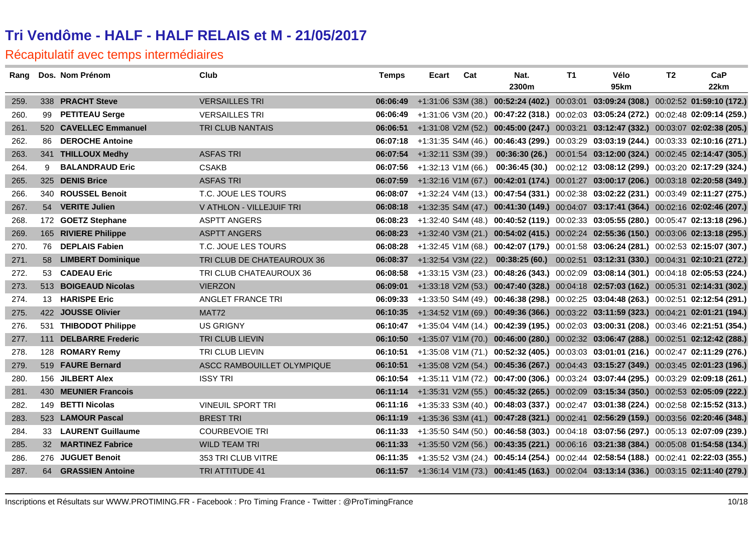# Tri Vendôme - HALF - HALF RELAIS et M - 21/05/2017

## Récapitulatif avec temps intermédiaires

| Rang | Dos. | Nom Prénom | Club | Temps | Ecart | Cat | Nat. 2300m | T1 | Vélo 95km | T2 | CaP 22km |
|---|---|---|---|---|---|---|---|---|---|---|---|
| 259. | 338 | **PRACHT Steve** | VERSAILLES TRI | **06:06:49** | +1:31:06 | S3M (38.) | **00:52:24 (402.)** | 00:03:01 | **03:09:24 (308.)** | 00:02:52 | **01:59:10 (172.)** |
| 260. | 99 | **PETITEAU Serge** | VERSAILLES TRI | **06:06:49** | +1:31:06 | V3M (20.) | **00:47:22 (318.)** | 00:02:03 | **03:05:24 (272.)** | 00:02:48 | **02:09:14 (259.)** |
| 261. | 520 | **CAVELLEC Emmanuel** | TRI CLUB NANTAIS | **06:06:51** | +1:31:08 | V2M (52.) | **00:45:00 (247.)** | 00:03:21 | **03:12:47 (332.)** | 00:03:07 | **02:02:38 (205.)** |
| 262. | 86 | **DEROCHE Antoine** | | **06:07:18** | +1:31:35 | S4M (46.) | **00:46:43 (299.)** | 00:03:29 | **03:03:19 (244.)** | 00:03:33 | **02:10:16 (271.)** |
| 263. | 341 | **THILLOUX Medhy** | ASFAS TRI | **06:07:54** | +1:32:11 | S3M (39.) | **00:36:30 (26.)** | 00:01:54 | **03:12:00 (324.)** | 00:02:45 | **02:14:47 (305.)** |
| 264. | 9 | **BALANDRAUD Eric** | CSAKB | **06:07:56** | +1:32:13 | V1M (66.) | **00:36:45 (30.)** | 00:02:12 | **03:08:12 (299.)** | 00:03:20 | **02:17:29 (324.)** |
| 265. | 325 | **DENIS Brice** | ASFAS TRI | **06:07:59** | +1:32:16 | V1M (67.) | **00:42:01 (174.)** | 00:01:27 | **03:00:17 (206.)** | 00:03:18 | **02:20:58 (349.)** |
| 266. | 340 | **ROUSSEL Benoit** | T.C. JOUE LES TOURS | **06:08:07** | +1:32:24 | V4M (13.) | **00:47:54 (331.)** | 00:02:38 | **03:02:22 (231.)** | 00:03:49 | **02:11:27 (275.)** |
| 267. | 54 | **VERITE Julien** | V ATHLON - VILLEJUIF TRI | **06:08:18** | +1:32:35 | S4M (47.) | **00:41:30 (149.)** | 00:04:07 | **03:17:41 (364.)** | 00:02:16 | **02:02:46 (207.)** |
| 268. | 172 | **GOETZ Stephane** | ASPTT ANGERS | **06:08:23** | +1:32:40 | S4M (48.) | **00:40:52 (119.)** | 00:02:33 | **03:05:55 (280.)** | 00:05:47 | **02:13:18 (296.)** |
| 269. | 165 | **RIVIERE Philippe** | ASPTT ANGERS | **06:08:23** | +1:32:40 | V3M (21.) | **00:54:02 (415.)** | 00:02:24 | **02:55:36 (150.)** | 00:03:06 | **02:13:18 (295.)** |
| 270. | 76 | **DEPLAIS Fabien** | T.C. JOUE LES TOURS | **06:08:28** | +1:32:45 | V1M (68.) | **00:42:07 (179.)** | 00:01:58 | **03:06:24 (281.)** | 00:02:53 | **02:15:07 (307.)** |
| 271. | 58 | **LIMBERT Dominique** | TRI CLUB DE CHATEAUROUX 36 | **06:08:37** | +1:32:54 | V3M (22.) | **00:38:25 (60.)** | 00:02:51 | **03:12:31 (330.)** | 00:04:31 | **02:10:21 (272.)** |
| 272. | 53 | **CADEAU Eric** | TRI CLUB CHATEAUROUX 36 | **06:08:58** | +1:33:15 | V3M (23.) | **00:48:26 (343.)** | 00:02:09 | **03:08:14 (301.)** | 00:04:18 | **02:05:53 (224.)** |
| 273. | 513 | **BOIGEAUD Nicolas** | VIERZON | **06:09:01** | +1:33:18 | V2M (53.) | **00:47:40 (328.)** | 00:04:18 | **02:57:03 (162.)** | 00:05:31 | **02:14:31 (302.)** |
| 274. | 13 | **HARISPE Eric** | ANGLET FRANCE TRI | **06:09:33** | +1:33:50 | S4M (49.) | **00:46:38 (298.)** | 00:02:25 | **03:04:48 (263.)** | 00:02:51 | **02:12:54 (291.)** |
| 275. | 422 | **JOUSSE Olivier** | MAT72 | **06:10:35** | +1:34:52 | V1M (69.) | **00:49:36 (366.)** | 00:03:22 | **03:11:59 (323.)** | 00:04:21 | **02:01:21 (194.)** |
| 276. | 531 | **THIBODOT Philippe** | US GRIGNY | **06:10:47** | +1:35:04 | V4M (14.) | **00:42:39 (195.)** | 00:02:03 | **03:00:31 (208.)** | 00:03:46 | **02:21:51 (354.)** |
| 277. | 111 | **DELBARRE Frederic** | TRI CLUB LIEVIN | **06:10:50** | +1:35:07 | V1M (70.) | **00:46:00 (280.)** | 00:02:32 | **03:06:47 (288.)** | 00:02:51 | **02:12:42 (288.)** |
| 278. | 128 | **ROMARY Remy** | TRI CLUB LIEVIN | **06:10:51** | +1:35:08 | V1M (71.) | **00:52:32 (405.)** | 00:03:03 | **03:01:01 (216.)** | 00:02:47 | **02:11:29 (276.)** |
| 279. | 519 | **FAURE Bernard** | ASCC RAMBOUILLET OLYMPIQUE | **06:10:51** | +1:35:08 | V2M (54.) | **00:45:36 (267.)** | 00:04:43 | **03:15:27 (349.)** | 00:03:45 | **02:01:23 (196.)** |
| 280. | 156 | **JILBERT Alex** | ISSY TRI | **06:10:54** | +1:35:11 | V1M (72.) | **00:47:00 (306.)** | 00:03:24 | **03:07:44 (295.)** | 00:03:29 | **02:09:18 (261.)** |
| 281. | 430 | **MEUNIER Francois** | | **06:11:14** | +1:35:31 | V2M (55.) | **00:45:32 (265.)** | 00:02:09 | **03:15:34 (350.)** | 00:02:53 | **02:05:09 (222.)** |
| 282. | 149 | **BETTI Nicolas** | VINEUIL SPORT TRI | **06:11:16** | +1:35:33 | S3M (40.) | **00:48:03 (337.)** | 00:02:47 | **03:01:38 (224.)** | 00:02:58 | **02:15:52 (313.)** |
| 283. | 523 | **LAMOUR Pascal** | BREST TRI | **06:11:19** | +1:35:36 | S3M (41.) | **00:47:28 (321.)** | 00:02:41 | **02:56:29 (159.)** | 00:03:56 | **02:20:46 (348.)** |
| 284. | 33 | **LAURENT Guillaume** | COURBEVOIE TRI | **06:11:33** | +1:35:50 | S4M (50.) | **00:46:58 (303.)** | 00:04:18 | **03:07:56 (297.)** | 00:05:13 | **02:07:09 (239.)** |
| 285. | 32 | **MARTINEZ Fabrice** | WILD TEAM TRI | **06:11:33** | +1:35:50 | V2M (56.) | **00:43:35 (221.)** | 00:06:16 | **03:21:38 (384.)** | 00:05:08 | **01:54:58 (134.)** |
| 286. | 276 | **JUGUET Benoit** | 353 TRI CLUB VITRE | **06:11:35** | +1:35:52 | V3M (24.) | **00:45:14 (254.)** | 00:02:44 | **02:58:54 (188.)** | 00:02:41 | **02:22:03 (355.)** |
| 287. | 64 | **GRASSIEN Antoine** | TRI ATTITUDE 41 | **06:11:57** | +1:36:14 | V1M (73.) | **00:41:45 (163.)** | 00:02:04 | **03:13:14 (336.)** | 00:03:15 | **02:11:40 (279.)** |

Inscriptions et Résultats sur WWW.PROTIMING.FR - Facebook : Pro Timing France - Twitter : @ProTimingFrance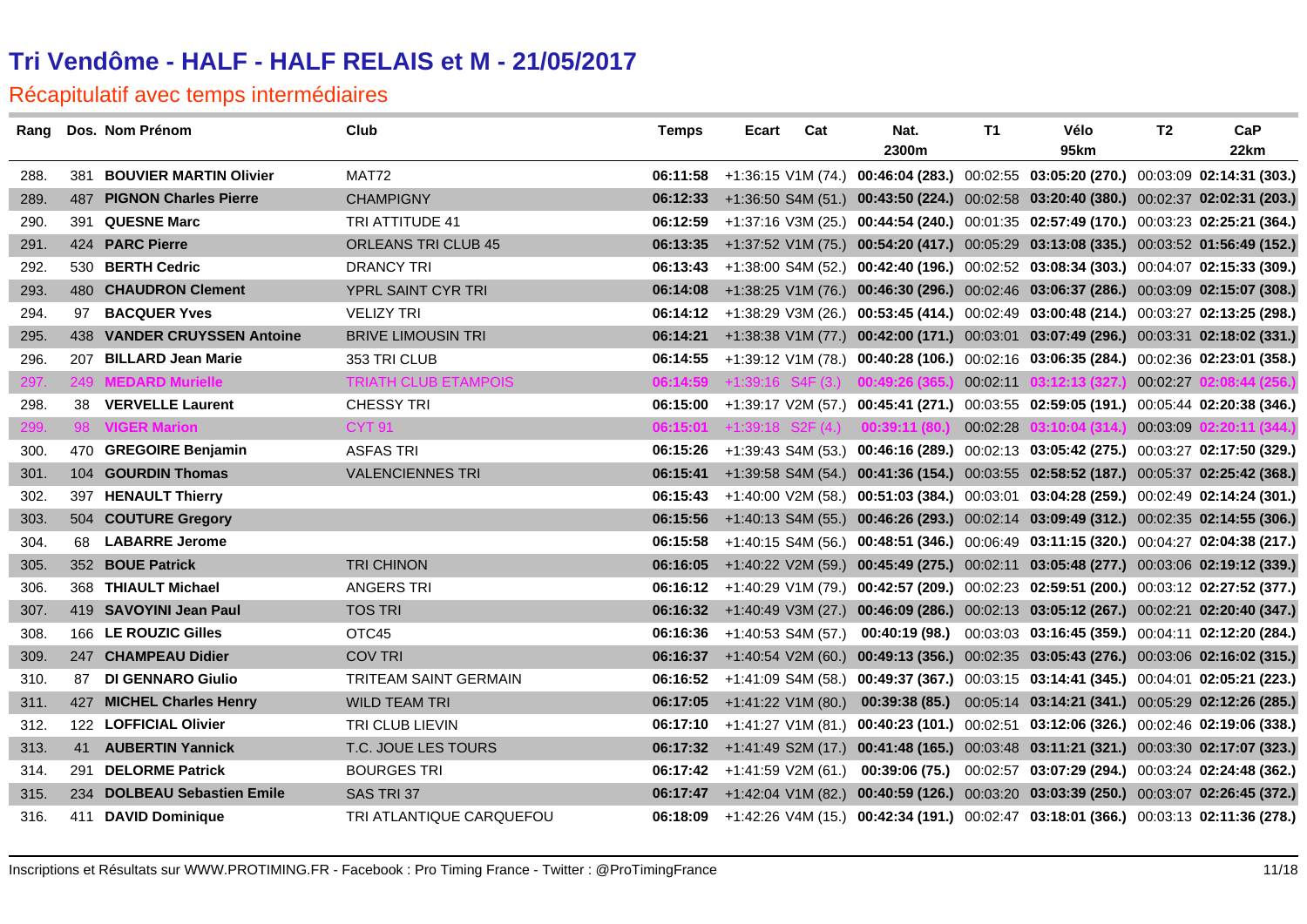# Tri Vendôme - HALF - HALF RELAIS et M - 21/05/2017

## Récapitulatif avec temps intermédiaires

| Rang | Dos. | Nom Prénom | Club | Temps | Ecart | Cat | Nat. 2300m | T1 | Vélo 95km | T2 | CaP 22km |
|---|---|---|---|---|---|---|---|---|---|---|---|
| 288. | 381 | **BOUVIER MARTIN Olivier** | MAT72 | **06:11:58** | +1:36:15 | V1M (74.) | **00:46:04 (283.)** | 00:02:55 | **03:05:20 (270.)** | 00:03:09 | **02:14:31 (303.)** |
| 289. | 487 | **PIGNON Charles Pierre** | CHAMPIGNY | **06:12:33** | +1:36:50 | S4M (51.) | **00:43:50 (224.)** | 00:02:58 | **03:20:40 (380.)** | 00:02:37 | **02:02:31 (203.)** |
| 290. | 391 | **QUESNE Marc** | TRI ATTITUDE 41 | **06:12:59** | +1:37:16 | V3M (25.) | **00:44:54 (240.)** | 00:01:35 | **02:57:49 (170.)** | 00:03:23 | **02:25:21 (364.)** |
| 291. | 424 | **PARC Pierre** | ORLEANS TRI CLUB 45 | **06:13:35** | +1:37:52 | V1M (75.) | **00:54:20 (417.)** | 00:05:29 | **03:13:08 (335.)** | 00:03:52 | **01:56:49 (152.)** |
| 292. | 530 | **BERTH Cedric** | DRANCY TRI | **06:13:43** | +1:38:00 | S4M (52.) | **00:42:40 (196.)** | 00:02:52 | **03:08:34 (303.)** | 00:04:07 | **02:15:33 (309.)** |
| 293. | 480 | **CHAUDRON Clement** | YPRL SAINT CYR TRI | **06:14:08** | +1:38:25 | V1M (76.) | **00:46:30 (296.)** | 00:02:46 | **03:06:37 (286.)** | 00:03:09 | **02:15:07 (308.)** |
| 294. | 97 | **BACQUER Yves** | VELIZY TRI | **06:14:12** | +1:38:29 | V3M (26.) | **00:53:45 (414.)** | 00:02:49 | **03:00:48 (214.)** | 00:03:27 | **02:13:25 (298.)** |
| 295. | 438 | **VANDER CRUYSSEN Antoine** | BRIVE LIMOUSIN TRI | **06:14:21** | +1:38:38 | V1M (77.) | **00:42:00 (171.)** | 00:03:01 | **03:07:49 (296.)** | 00:03:31 | **02:18:02 (331.)** |
| 296. | 207 | **BILLARD Jean Marie** | 353 TRI CLUB | **06:14:55** | +1:39:12 | V1M (78.) | **00:40:28 (106.)** | 00:02:16 | **03:06:35 (284.)** | 00:02:36 | **02:23:01 (358.)** |
| 297. | 249 | **MEDARD Murielle** | TRIATH CLUB ETAMPOIS | **06:14:59** | +1:39:16 | S4F (3.) | **00:49:26 (365.)** | 00:02:11 | **03:12:13 (327.)** | 00:02:27 | **02:08:44 (256.)** |
| 298. | 38 | **VERVELLE Laurent** | CHESSY TRI | **06:15:00** | +1:39:17 | V2M (57.) | **00:45:41 (271.)** | 00:03:55 | **02:59:05 (191.)** | 00:05:44 | **02:20:38 (346.)** |
| 299. | 98 | **VIGER Marion** | CYT 91 | **06:15:01** | +1:39:18 | S2F (4.) | **00:39:11 (80.)** | 00:02:28 | **03:10:04 (314.)** | 00:03:09 | **02:20:11 (344.)** |
| 300. | 470 | **GREGOIRE Benjamin** | ASFAS TRI | **06:15:26** | +1:39:43 | S4M (53.) | **00:46:16 (289.)** | 00:02:13 | **03:05:42 (275.)** | 00:03:27 | **02:17:50 (329.)** |
| 301. | 104 | **GOURDIN Thomas** | VALENCIENNES TRI | **06:15:41** | +1:39:58 | S4M (54.) | **00:41:36 (154.)** | 00:03:55 | **02:58:52 (187.)** | 00:05:37 | **02:25:42 (368.)** |
| 302. | 397 | **HENAULT Thierry** | | **06:15:43** | +1:40:00 | V2M (58.) | **00:51:03 (384.)** | 00:03:01 | **03:04:28 (259.)** | 00:02:49 | **02:14:24 (301.)** |
| 303. | 504 | **COUTURE Gregory** | | **06:15:56** | +1:40:13 | S4M (55.) | **00:46:26 (293.)** | 00:02:14 | **03:09:49 (312.)** | 00:02:35 | **02:14:55 (306.)** |
| 304. | 68 | **LABARRE Jerome** | | **06:15:58** | +1:40:15 | S4M (56.) | **00:48:51 (346.)** | 00:06:49 | **03:11:15 (320.)** | 00:04:27 | **02:04:38 (217.)** |
| 305. | 352 | **BOUE Patrick** | TRI CHINON | **06:16:05** | +1:40:22 | V2M (59.) | **00:45:49 (275.)** | 00:02:11 | **03:05:48 (277.)** | 00:03:06 | **02:19:12 (339.)** |
| 306. | 368 | **THIAULT Michael** | ANGERS TRI | **06:16:12** | +1:40:29 | V1M (79.) | **00:42:57 (209.)** | 00:02:23 | **02:59:51 (200.)** | 00:03:12 | **02:27:52 (377.)** |
| 307. | 419 | **SAVOYINI Jean Paul** | TOS TRI | **06:16:32** | +1:40:49 | V3M (27.) | **00:46:09 (286.)** | 00:02:13 | **03:05:12 (267.)** | 00:02:21 | **02:20:40 (347.)** |
| 308. | 166 | **LE ROUZIC Gilles** | OTC45 | **06:16:36** | +1:40:53 | S4M (57.) | **00:40:19 (98.)** | 00:03:03 | **03:16:45 (359.)** | 00:04:11 | **02:12:20 (284.)** |
| 309. | 247 | **CHAMPEAU Didier** | COV TRI | **06:16:37** | +1:40:54 | V2M (60.) | **00:49:13 (356.)** | 00:02:35 | **03:05:43 (276.)** | 00:03:06 | **02:16:02 (315.)** |
| 310. | 87 | **DI GENNARO Giulio** | TRITEAM SAINT GERMAIN | **06:16:52** | +1:41:09 | S4M (58.) | **00:49:37 (367.)** | 00:03:15 | **03:14:41 (345.)** | 00:04:01 | **02:05:21 (223.)** |
| 311. | 427 | **MICHEL Charles Henry** | WILD TEAM TRI | **06:17:05** | +1:41:22 | V1M (80.) | **00:39:38 (85.)** | 00:05:14 | **03:14:21 (341.)** | 00:05:29 | **02:12:26 (285.)** |
| 312. | 122 | **LOFFICIAL Olivier** | TRI CLUB LIEVIN | **06:17:10** | +1:41:27 | V1M (81.) | **00:40:23 (101.)** | 00:02:51 | **03:12:06 (326.)** | 00:02:46 | **02:19:06 (338.)** |
| 313. | 41 | **AUBERTIN Yannick** | T.C. JOUE LES TOURS | **06:17:32** | +1:41:49 | S2M (17.) | **00:41:48 (165.)** | 00:03:48 | **03:11:21 (321.)** | 00:03:30 | **02:17:07 (323.)** |
| 314. | 291 | **DELORME Patrick** | BOURGES TRI | **06:17:42** | +1:41:59 | V2M (61.) | **00:39:06 (75.)** | 00:02:57 | **03:07:29 (294.)** | 00:03:24 | **02:24:48 (362.)** |
| 315. | 234 | **DOLBEAU Sebastien Emile** | SAS TRI 37 | **06:17:47** | +1:42:04 | V1M (82.) | **00:40:59 (126.)** | 00:03:20 | **03:03:39 (250.)** | 00:03:07 | **02:26:45 (372.)** |
| 316. | 411 | **DAVID Dominique** | TRI ATLANTIQUE CARQUEFOU | **06:18:09** | +1:42:26 | V4M (15.) | **00:42:34 (191.)** | 00:02:47 | **03:18:01 (366.)** | 00:03:13 | **02:11:36 (278.)** |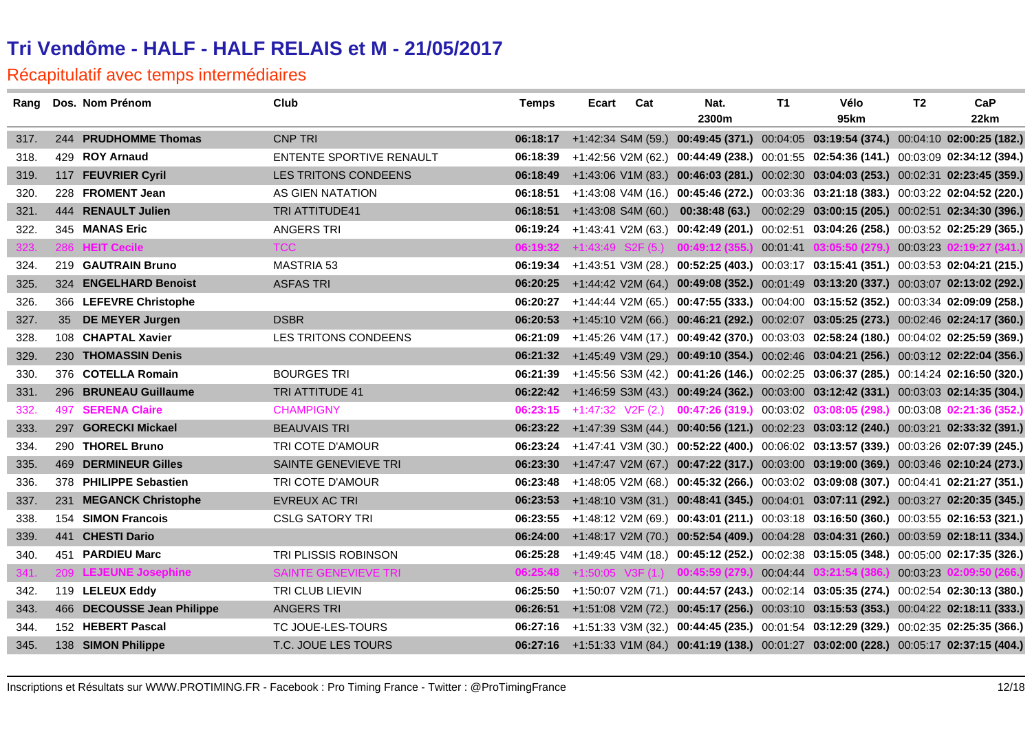# Tri Vendôme - HALF - HALF RELAIS et M - 21/05/2017

## Récapitulatif avec temps intermédiaires

| Rang | Dos. | Nom Prénom | Club | Temps | Ecart | Cat | Nat. 2300m | T1 | Vélo 95km | T2 | CaP 22km |
|---|---|---|---|---|---|---|---|---|---|---|---|
| 317. | 244 | **PRUDHOMME Thomas** | CNP TRI | **06:18:17** | +1:42:34 | S4M (59.) | **00:49:45 (371.)** | 00:04:05 | **03:19:54 (374.)** | 00:04:10 | **02:00:25 (182.)** |
| 318. | 429 | **ROY Arnaud** | ENTENTE SPORTIVE RENAULT | **06:18:39** | +1:42:56 | V2M (62.) | **00:44:49 (238.)** | 00:01:55 | **02:54:36 (141.)** | 00:03:09 | **02:34:12 (394.)** |
| 319. | 117 | **FEUVRIER Cyril** | LES TRITONS CONDEENS | **06:18:49** | +1:43:06 | V1M (83.) | **00:46:03 (281.)** | 00:02:30 | **03:04:03 (253.)** | 00:02:31 | **02:23:45 (359.)** |
| 320. | 228 | **FROMENT Jean** | AS GIEN NATATION | **06:18:51** | +1:43:08 | V4M (16.) | **00:45:46 (272.)** | 00:03:36 | **03:21:18 (383.)** | 00:03:22 | **02:04:52 (220.)** |
| 321. | 444 | **RENAULT Julien** | TRI ATTITUDE41 | **06:18:51** | +1:43:08 | S4M (60.) | **00:38:48 (63.)** | 00:02:29 | **03:00:15 (205.)** | 00:02:51 | **02:34:30 (396.)** |
| 322. | 345 | **MANAS Eric** | ANGERS TRI | **06:19:24** | +1:43:41 | V2M (63.) | **00:42:49 (201.)** | 00:02:51 | **03:04:26 (258.)** | 00:03:52 | **02:25:29 (365.)** |
| 323. | 286 | **HEIT Cecile** | TCC | **06:19:32** | +1:43:49 | S2F (5.) | **00:49:12 (355.)** | 00:01:41 | **03:05:50 (279.)** | 00:03:23 | **02:19:27 (341.)** |
| 324. | 219 | **GAUTRAIN Bruno** | MASTRIA 53 | **06:19:34** | +1:43:51 | V3M (28.) | **00:52:25 (403.)** | 00:03:17 | **03:15:41 (351.)** | 00:03:53 | **02:04:21 (215.)** |
| 325. | 324 | **ENGELHARD Benoist** | ASFAS TRI | **06:20:25** | +1:44:42 | V2M (64.) | **00:49:08 (352.)** | 00:01:49 | **03:13:20 (337.)** | 00:03:07 | **02:13:02 (292.)** |
| 326. | 366 | **LEFEVRE Christophe** | | **06:20:27** | +1:44:44 | V2M (65.) | **00:47:55 (333.)** | 00:04:00 | **03:15:52 (352.)** | 00:03:34 | **02:09:09 (258.)** |
| 327. | 35 | **DE MEYER Jurgen** | DSBR | **06:20:53** | +1:45:10 | V2M (66.) | **00:46:21 (292.)** | 00:02:07 | **03:05:25 (273.)** | 00:02:46 | **02:24:17 (360.)** |
| 328. | 108 | **CHAPTAL Xavier** | LES TRITONS CONDEENS | **06:21:09** | +1:45:26 | V4M (17.) | **00:49:42 (370.)** | 00:03:03 | **02:58:24 (180.)** | 00:04:02 | **02:25:59 (369.)** |
| 329. | 230 | **THOMASSIN Denis** | | **06:21:32** | +1:45:49 | V3M (29.) | **00:49:10 (354.)** | 00:02:46 | **03:04:21 (256.)** | 00:03:12 | **02:22:04 (356.)** |
| 330. | 376 | **COTELLA Romain** | BOURGES TRI | **06:21:39** | +1:45:56 | S3M (42.) | **00:41:26 (146.)** | 00:02:25 | **03:06:37 (285.)** | 00:14:24 | **02:16:50 (320.)** |
| 331. | 296 | **BRUNEAU Guillaume** | TRI ATTITUDE 41 | **06:22:42** | +1:46:59 | S3M (43.) | **00:49:24 (362.)** | 00:03:00 | **03:12:42 (331.)** | 00:03:03 | **02:14:35 (304.)** |
| 332. | 497 | **SERENA Claire** | CHAMPIGNY | **06:23:15** | +1:47:32 | V2F (2.) | **00:47:26 (319.)** | 00:03:02 | **03:08:05 (298.)** | 00:03:08 | **02:21:36 (352.)** |
| 333. | 297 | **GORECKI Mickael** | BEAUVAIS TRI | **06:23:22** | +1:47:39 | S3M (44.) | **00:40:56 (121.)** | 00:02:23 | **03:03:12 (240.)** | 00:03:21 | **02:33:32 (391.)** |
| 334. | 290 | **THOREL Bruno** | TRI COTE D'AMOUR | **06:23:24** | +1:47:41 | V3M (30.) | **00:52:22 (400.)** | 00:06:02 | **03:13:57 (339.)** | 00:03:26 | **02:07:39 (245.)** |
| 335. | 469 | **DERMINEUR Gilles** | SAINTE GENEVIEVE TRI | **06:23:30** | +1:47:47 | V2M (67.) | **00:47:22 (317.)** | 00:03:00 | **03:19:00 (369.)** | 00:03:46 | **02:10:24 (273.)** |
| 336. | 378 | **PHILIPPE Sebastien** | TRI COTE D'AMOUR | **06:23:48** | +1:48:05 | V2M (68.) | **00:45:32 (266.)** | 00:03:02 | **03:09:08 (307.)** | 00:04:41 | **02:21:27 (351.)** |
| 337. | 231 | **MEGANCK Christophe** | EVREUX AC TRI | **06:23:53** | +1:48:10 | V3M (31.) | **00:48:41 (345.)** | 00:04:01 | **03:07:11 (292.)** | 00:03:27 | **02:20:35 (345.)** |
| 338. | 154 | **SIMON Francois** | CSLG SATORY TRI | **06:23:55** | +1:48:12 | V2M (69.) | **00:43:01 (211.)** | 00:03:18 | **03:16:50 (360.)** | 00:03:55 | **02:16:53 (321.)** |
| 339. | 441 | **CHESTI Dario** | | **06:24:00** | +1:48:17 | V2M (70.) | **00:52:54 (409.)** | 00:04:28 | **03:04:31 (260.)** | 00:03:59 | **02:18:11 (334.)** |
| 340. | 451 | **PARDIEU Marc** | TRI PLISSIS ROBINSON | **06:25:28** | +1:49:45 | V4M (18.) | **00:45:12 (252.)** | 00:02:38 | **03:15:05 (348.)** | 00:05:00 | **02:17:35 (326.)** |
| 341. | 209 | **LEJEUNE Josephine** | SAINTE GENEVIEVE TRI | **06:25:48** | +1:50:05 | V3F (1.) | **00:45:59 (279.)** | 00:04:44 | **03:21:54 (386.)** | 00:03:23 | **02:09:50 (266.)** |
| 342. | 119 | **LELEUX Eddy** | TRI CLUB LIEVIN | **06:25:50** | +1:50:07 | V2M (71.) | **00:44:57 (243.)** | 00:02:14 | **03:05:35 (274.)** | 00:02:54 | **02:30:13 (380.)** |
| 343. | 466 | **DECOUSSE Jean Philippe** | ANGERS TRI | **06:26:51** | +1:51:08 | V2M (72.) | **00:45:17 (256.)** | 00:03:10 | **03:15:53 (353.)** | 00:04:22 | **02:18:11 (333.)** |
| 344. | 152 | **HEBERT Pascal** | TC JOUE-LES-TOURS | **06:27:16** | +1:51:33 | V3M (32.) | **00:44:45 (235.)** | 00:01:54 | **03:12:29 (329.)** | 00:02:35 | **02:25:35 (366.)** |
| 345. | 138 | **SIMON Philippe** | T.C. JOUE LES TOURS | **06:27:16** | +1:51:33 | V1M (84.) | **00:41:19 (138.)** | 00:01:27 | **03:02:00 (228.)** | 00:05:17 | **02:37:15 (404.)** |

Inscriptions et Résultats sur WWW.PROTIMING.FR - Facebook : Pro Timing France - Twitter : @ProTimingFrance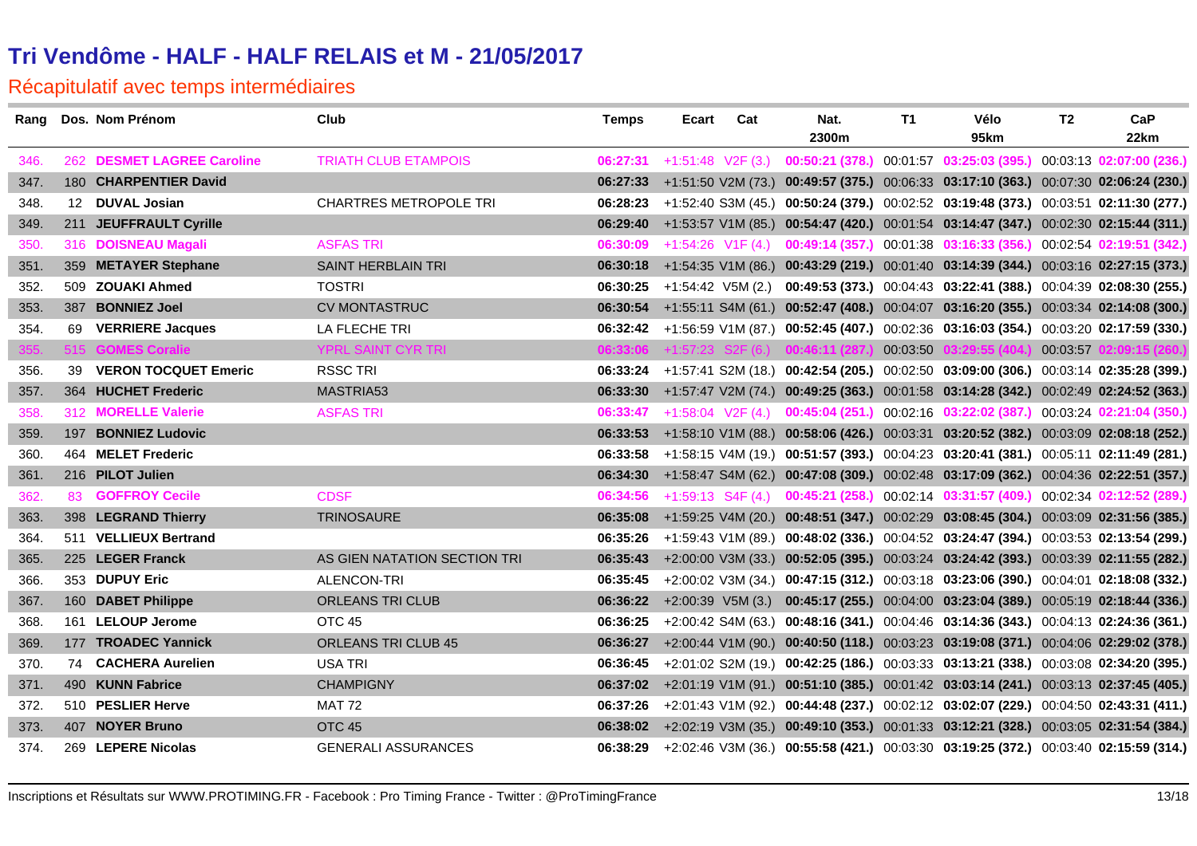# Tri Vendôme - HALF - HALF RELAIS et M - 21/05/2017

## Récapitulatif avec temps intermédiaires

| Rang | Dos. | Nom Prénom | Club | Temps | Ecart | Cat | Nat. 2300m | T1 | Vélo 95km | T2 | CaP 22km |
|---|---|---|---|---|---|---|---|---|---|---|---|
| 346. | 262 | DESMET LAGREE Caroline | TRIATH CLUB ETAMPOIS | 06:27:31 | +1:51:48 | V2F (3.) | 00:50:21 (378.) | 00:01:57 | 03:25:03 (395.) | 00:03:13 | 02:07:00 (236.) |
| 347. | 180 | CHARPENTIER David | | 06:27:33 | +1:51:50 | V2M (73.) | 00:49:57 (375.) | 00:06:33 | 03:17:10 (363.) | 00:07:30 | 02:06:24 (230.) |
| 348. | 12 | DUVAL Josian | CHARTRES METROPOLE TRI | 06:28:23 | +1:52:40 | S3M (45.) | 00:50:24 (379.) | 00:02:52 | 03:19:48 (373.) | 00:03:51 | 02:11:30 (277.) |
| 349. | 211 | JEUFFRAULT Cyrille | | 06:29:40 | +1:53:57 | V1M (85.) | 00:54:47 (420.) | 00:01:54 | 03:14:47 (347.) | 00:02:30 | 02:15:44 (311.) |
| 350. | 316 | DOISNEAU Magali | ASFAS TRI | 06:30:09 | +1:54:26 | V1F (4.) | 00:49:14 (357.) | 00:01:38 | 03:16:33 (356.) | 00:02:54 | 02:19:51 (342.) |
| 351. | 359 | METAYER Stephane | SAINT HERBLAIN TRI | 06:30:18 | +1:54:35 | V1M (86.) | 00:43:29 (219.) | 00:01:40 | 03:14:39 (344.) | 00:03:16 | 02:27:15 (373.) |
| 352. | 509 | ZOUAKI Ahmed | TOSTRI | 06:30:25 | +1:54:42 | V5M (2.) | 00:49:53 (373.) | 00:04:43 | 03:22:41 (388.) | 00:04:39 | 02:08:30 (255.) |
| 353. | 387 | BONNIEZ Joel | CV MONTASTRUC | 06:30:54 | +1:55:11 | S4M (61.) | 00:52:47 (408.) | 00:04:07 | 03:16:20 (355.) | 00:03:34 | 02:14:08 (300.) |
| 354. | 69 | VERRIERE Jacques | LA FLECHE TRI | 06:32:42 | +1:56:59 | V1M (87.) | 00:52:45 (407.) | 00:02:36 | 03:16:03 (354.) | 00:03:20 | 02:17:59 (330.) |
| 355. | 515 | GOMES Coralie | YPRL SAINT CYR TRI | 06:33:06 | +1:57:23 | S2F (6.) | 00:46:11 (287.) | 00:03:50 | 03:29:55 (404.) | 00:03:57 | 02:09:15 (260.) |
| 356. | 39 | VERON TOCQUET Emeric | RSSC TRI | 06:33:24 | +1:57:41 | S2M (18.) | 00:42:54 (205.) | 00:02:50 | 03:09:00 (306.) | 00:03:14 | 02:35:28 (399.) |
| 357. | 364 | HUCHET Frederic | MASTRIA53 | 06:33:30 | +1:57:47 | V2M (74.) | 00:49:25 (363.) | 00:01:58 | 03:14:28 (342.) | 00:02:49 | 02:24:52 (363.) |
| 358. | 312 | MORELLE Valerie | ASFAS TRI | 06:33:47 | +1:58:04 | V2F (4.) | 00:45:04 (251.) | 00:02:16 | 03:22:02 (387.) | 00:03:24 | 02:21:04 (350.) |
| 359. | 197 | BONNIEZ Ludovic | | 06:33:53 | +1:58:10 | V1M (88.) | 00:58:06 (426.) | 00:03:31 | 03:20:52 (382.) | 00:03:09 | 02:08:18 (252.) |
| 360. | 464 | MELET Frederic | | 06:33:58 | +1:58:15 | V4M (19.) | 00:51:57 (393.) | 00:04:23 | 03:20:41 (381.) | 00:05:11 | 02:11:49 (281.) |
| 361. | 216 | PILOT Julien | | 06:34:30 | +1:58:47 | S4M (62.) | 00:47:08 (309.) | 00:02:48 | 03:17:09 (362.) | 00:04:36 | 02:22:51 (357.) |
| 362. | 83 | GOFFROY Cecile | CDSF | 06:34:56 | +1:59:13 | S4F (4.) | 00:45:21 (258.) | 00:02:14 | 03:31:57 (409.) | 00:02:34 | 02:12:52 (289.) |
| 363. | 398 | LEGRAND Thierry | TRINOSAURE | 06:35:08 | +1:59:25 | V4M (20.) | 00:48:51 (347.) | 00:02:29 | 03:08:45 (304.) | 00:03:09 | 02:31:56 (385.) |
| 364. | 511 | VELLIEUX Bertrand | | 06:35:26 | +1:59:43 | V1M (89.) | 00:48:02 (336.) | 00:04:52 | 03:24:47 (394.) | 00:03:53 | 02:13:54 (299.) |
| 365. | 225 | LEGER Franck | AS GIEN NATATION SECTION TRI | 06:35:43 | +2:00:00 | V3M (33.) | 00:52:05 (395.) | 00:03:24 | 03:24:42 (393.) | 00:03:39 | 02:11:55 (282.) |
| 366. | 353 | DUPUY Eric | ALENCON-TRI | 06:35:45 | +2:00:02 | V3M (34.) | 00:47:15 (312.) | 00:03:18 | 03:23:06 (390.) | 00:04:01 | 02:18:08 (332.) |
| 367. | 160 | DABET Philippe | ORLEANS TRI CLUB | 06:36:22 | +2:00:39 | V5M (3.) | 00:45:17 (255.) | 00:04:00 | 03:23:04 (389.) | 00:05:19 | 02:18:44 (336.) |
| 368. | 161 | LELOUP Jerome | OTC 45 | 06:36:25 | +2:00:42 | S4M (63.) | 00:48:16 (341.) | 00:04:46 | 03:14:36 (343.) | 00:04:13 | 02:24:36 (361.) |
| 369. | 177 | TROADEC Yannick | ORLEANS TRI CLUB 45 | 06:36:27 | +2:00:44 | V1M (90.) | 00:40:50 (118.) | 00:03:23 | 03:19:08 (371.) | 00:04:06 | 02:29:02 (378.) |
| 370. | 74 | CACHERA Aurelien | USA TRI | 06:36:45 | +2:01:02 | S2M (19.) | 00:42:25 (186.) | 00:03:33 | 03:13:21 (338.) | 00:03:08 | 02:34:20 (395.) |
| 371. | 490 | KUNN Fabrice | CHAMPIGNY | 06:37:02 | +2:01:19 | V1M (91.) | 00:51:10 (385.) | 00:01:42 | 03:03:14 (241.) | 00:03:13 | 02:37:45 (405.) |
| 372. | 510 | PESLIER Herve | MAT 72 | 06:37:26 | +2:01:43 | V1M (92.) | 00:44:48 (237.) | 00:02:12 | 03:02:07 (229.) | 00:04:50 | 02:43:31 (411.) |
| 373. | 407 | NOYER Bruno | OTC 45 | 06:38:02 | +2:02:19 | V3M (35.) | 00:49:10 (353.) | 00:01:33 | 03:12:21 (328.) | 00:03:05 | 02:31:54 (384.) |
| 374. | 269 | LEPERE Nicolas | GENERALI ASSURANCES | 06:38:29 | +2:02:46 | V3M (36.) | 00:55:58 (421.) | 00:03:30 | 03:19:25 (372.) | 00:03:40 | 02:15:59 (314.) |

Inscriptions et Résultats sur WWW.PROTIMING.FR - Facebook : Pro Timing France - Twitter : @ProTimingFrance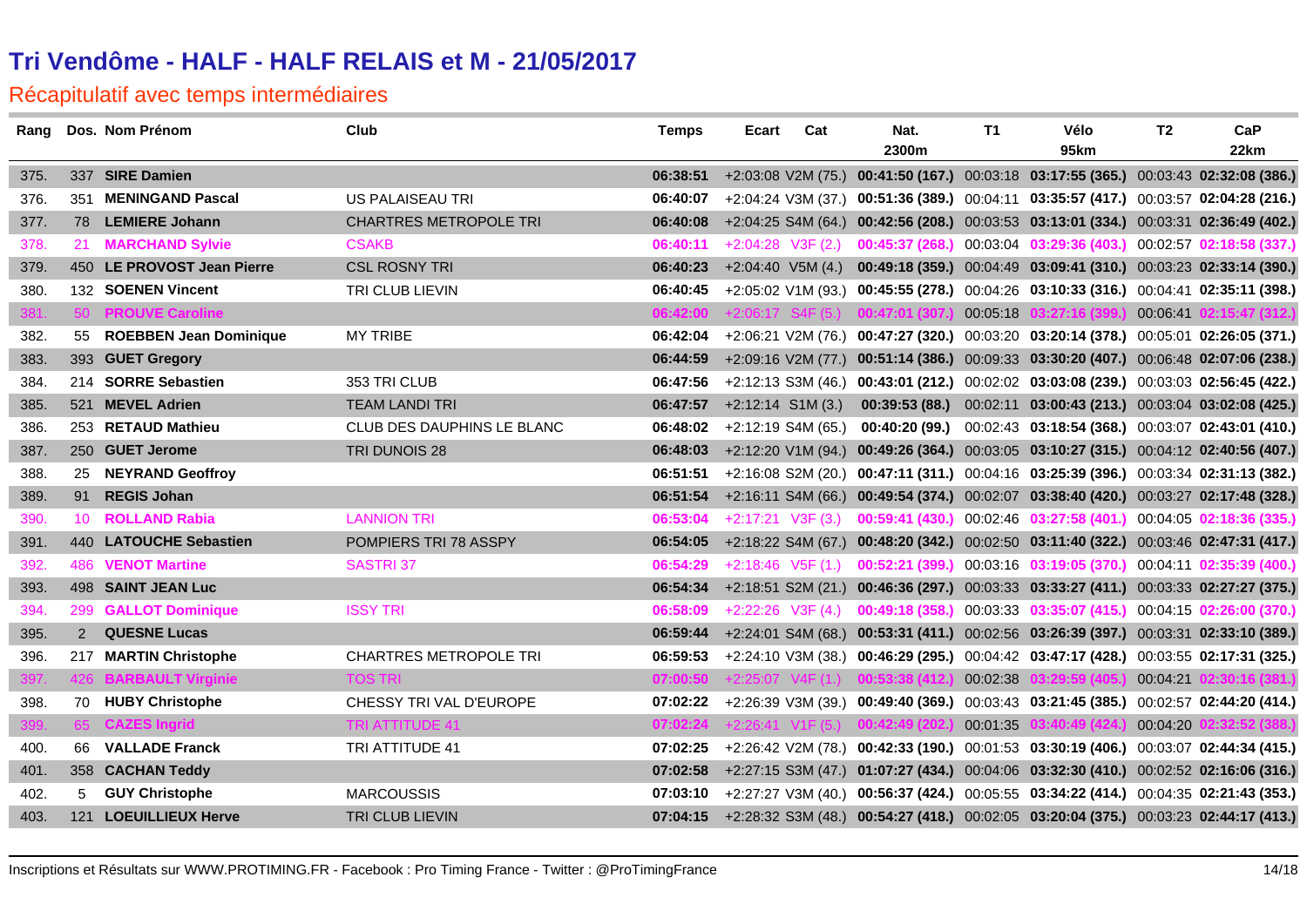# Tri Vendôme - HALF - HALF RELAIS et M - 21/05/2017

## Récapitulatif avec temps intermédiaires

| Rang | Dos. | Nom Prénom | Club | Temps | Ecart | Cat | Nat. 2300m | T1 | Vélo 95km | T2 | CaP 22km |
|---|---|---|---|---|---|---|---|---|---|---|---|
| 375. | 337 | **SIRE Damien** | | **06:38:51** | +2:03:08 | V2M (75.) | **00:41:50 (167.)** | 00:03:18 | **03:17:55 (365.)** | 00:03:43 | **02:32:08 (386.)** |
| 376. | 351 | **MENINGAND Pascal** | US PALAISEAU TRI | **06:40:07** | +2:04:24 | V3M (37.) | **00:51:36 (389.)** | 00:04:11 | **03:35:57 (417.)** | 00:03:57 | **02:04:28 (216.)** |
| 377. | 78 | **LEMIERE Johann** | CHARTRES METROPOLE TRI | **06:40:08** | +2:04:25 | S4M (64.) | **00:42:56 (208.)** | 00:03:53 | **03:13:01 (334.)** | 00:03:31 | **02:36:49 (402.)** |
| 378. | 21 | **MARCHAND Sylvie** | CSAKB | **06:40:11** | +2:04:28 | V3F (2.) | **00:45:37 (268.)** | 00:03:04 | **03:29:36 (403.)** | 00:02:57 | **02:18:58 (337.)** |
| 379. | 450 | **LE PROVOST Jean Pierre** | CSL ROSNY TRI | **06:40:23** | +2:04:40 | V5M (4.) | **00:49:18 (359.)** | 00:04:49 | **03:09:41 (310.)** | 00:03:23 | **02:33:14 (390.)** |
| 380. | 132 | **SOENEN Vincent** | TRI CLUB LIEVIN | **06:40:45** | +2:05:02 | V1M (93.) | **00:45:55 (278.)** | 00:04:26 | **03:10:33 (316.)** | 00:04:41 | **02:35:11 (398.)** |
| 381. | 50 | **PROUVE Caroline** | | **06:42:00** | +2:06:17 | S4F (5.) | **00:47:01 (307.)** | 00:05:18 | **03:27:16 (399.)** | 00:06:41 | **02:15:47 (312.)** |
| 382. | 55 | **ROEBBEN Jean Dominique** | MY TRIBE | **06:42:04** | +2:06:21 | V2M (76.) | **00:47:27 (320.)** | 00:03:20 | **03:20:14 (378.)** | 00:05:01 | **02:26:05 (371.)** |
| 383. | 393 | **GUET Gregory** | | **06:44:59** | +2:09:16 | V2M (77.) | **00:51:14 (386.)** | 00:09:33 | **03:30:20 (407.)** | 00:06:48 | **02:07:06 (238.)** |
| 384. | 214 | **SORRE Sebastien** | 353 TRI CLUB | **06:47:56** | +2:12:13 | S3M (46.) | **00:43:01 (212.)** | 00:02:02 | **03:03:08 (239.)** | 00:03:03 | **02:56:45 (422.)** |
| 385. | 521 | **MEVEL Adrien** | TEAM LANDI TRI | **06:47:57** | +2:12:14 | S1M (3.) | **00:39:53 (88.)** | 00:02:11 | **03:00:43 (213.)** | 00:03:04 | **03:02:08 (425.)** |
| 386. | 253 | **RETAUD Mathieu** | CLUB DES DAUPHINS LE BLANC | **06:48:02** | +2:12:19 | S4M (65.) | **00:40:20 (99.)** | 00:02:43 | **03:18:54 (368.)** | 00:03:07 | **02:43:01 (410.)** |
| 387. | 250 | **GUET Jerome** | TRI DUNOIS 28 | **06:48:03** | +2:12:20 | V1M (94.) | **00:49:26 (364.)** | 00:03:05 | **03:10:27 (315.)** | 00:04:12 | **02:40:56 (407.)** |
| 388. | 25 | **NEYRAND Geoffroy** | | **06:51:51** | +2:16:08 | S2M (20.) | **00:47:11 (311.)** | 00:04:16 | **03:25:39 (396.)** | 00:03:34 | **02:31:13 (382.)** |
| 389. | 91 | **REGIS Johan** | | **06:51:54** | +2:16:11 | S4M (66.) | **00:49:54 (374.)** | 00:02:07 | **03:38:40 (420.)** | 00:03:27 | **02:17:48 (328.)** |
| 390. | 10 | **ROLLAND Rabia** | LANNION TRI | **06:53:04** | +2:17:21 | V3F (3.) | **00:59:41 (430.)** | 00:02:46 | **03:27:58 (401.)** | 00:04:05 | **02:18:36 (335.)** |
| 391. | 440 | **LATOUCHE Sebastien** | POMPIERS TRI 78 ASSPY | **06:54:05** | +2:18:22 | S4M (67.) | **00:48:20 (342.)** | 00:02:50 | **03:11:40 (322.)** | 00:03:46 | **02:47:31 (417.)** |
| 392. | 486 | **VENOT Martine** | SASTRI 37 | **06:54:29** | +2:18:46 | V5F (1.) | **00:52:21 (399.)** | 00:03:16 | **03:19:05 (370.)** | 00:04:11 | **02:35:39 (400.)** |
| 393. | 498 | **SAINT JEAN Luc** | | **06:54:34** | +2:18:51 | S2M (21.) | **00:46:36 (297.)** | 00:03:33 | **03:33:27 (411.)** | 00:03:33 | **02:27:27 (375.)** |
| 394. | 299 | **GALLOT Dominique** | ISSY TRI | **06:58:09** | +2:22:26 | V3F (4.) | **00:49:18 (358.)** | 00:03:33 | **03:35:07 (415.)** | 00:04:15 | **02:26:00 (370.)** |
| 395. | 2 | **QUESNE Lucas** | | **06:59:44** | +2:24:01 | S4M (68.) | **00:53:31 (411.)** | 00:02:56 | **03:26:39 (397.)** | 00:03:31 | **02:33:10 (389.)** |
| 396. | 217 | **MARTIN Christophe** | CHARTRES METROPOLE TRI | **06:59:53** | +2:24:10 | V3M (38.) | **00:46:29 (295.)** | 00:04:42 | **03:47:17 (428.)** | 00:03:55 | **02:17:31 (325.)** |
| 397. | 426 | **BARBAULT Virginie** | TOS TRI | **07:00:50** | +2:25:07 | V4F (1.) | **00:53:38 (412.)** | 00:02:38 | **03:29:59 (405.)** | 00:04:21 | **02:30:16 (381.)** |
| 398. | 70 | **HUBY Christophe** | CHESSY TRI VAL D'EUROPE | **07:02:22** | +2:26:39 | V3M (39.) | **00:49:40 (369.)** | 00:03:43 | **03:21:45 (385.)** | 00:02:57 | **02:44:20 (414.)** |
| 399. | 65 | **CAZES Ingrid** | TRI ATTITUDE 41 | **07:02:24** | +2:26:41 | V1F (5.) | **00:42:49 (202.)** | 00:01:35 | **03:40:49 (424.)** | 00:04:20 | **02:32:52 (388.)** |
| 400. | 66 | **VALLADE Franck** | TRI ATTITUDE 41 | **07:02:25** | +2:26:42 | V2M (78.) | **00:42:33 (190.)** | 00:01:53 | **03:30:19 (406.)** | 00:03:07 | **02:44:34 (415.)** |
| 401. | 358 | **CACHAN Teddy** | | **07:02:58** | +2:27:15 | S3M (47.) | **01:07:27 (434.)** | 00:04:06 | **03:32:30 (410.)** | 00:02:52 | **02:16:06 (316.)** |
| 402. | 5 | **GUY Christophe** | MARCOUSSIS | **07:03:10** | +2:27:27 | V3M (40.) | **00:56:37 (424.)** | 00:05:55 | **03:34:22 (414.)** | 00:04:35 | **02:21:43 (353.)** |
| 403. | 121 | **LOEUILLIEUX Herve** | TRI CLUB LIEVIN | **07:04:15** | +2:28:32 | S3M (48.) | **00:54:27 (418.)** | 00:02:05 | **03:20:04 (375.)** | 00:03:23 | **02:44:17 (413.)** |

Inscriptions et Résultats sur WWW.PROTIMING.FR - Facebook : Pro Timing France - Twitter : @ProTimingFrance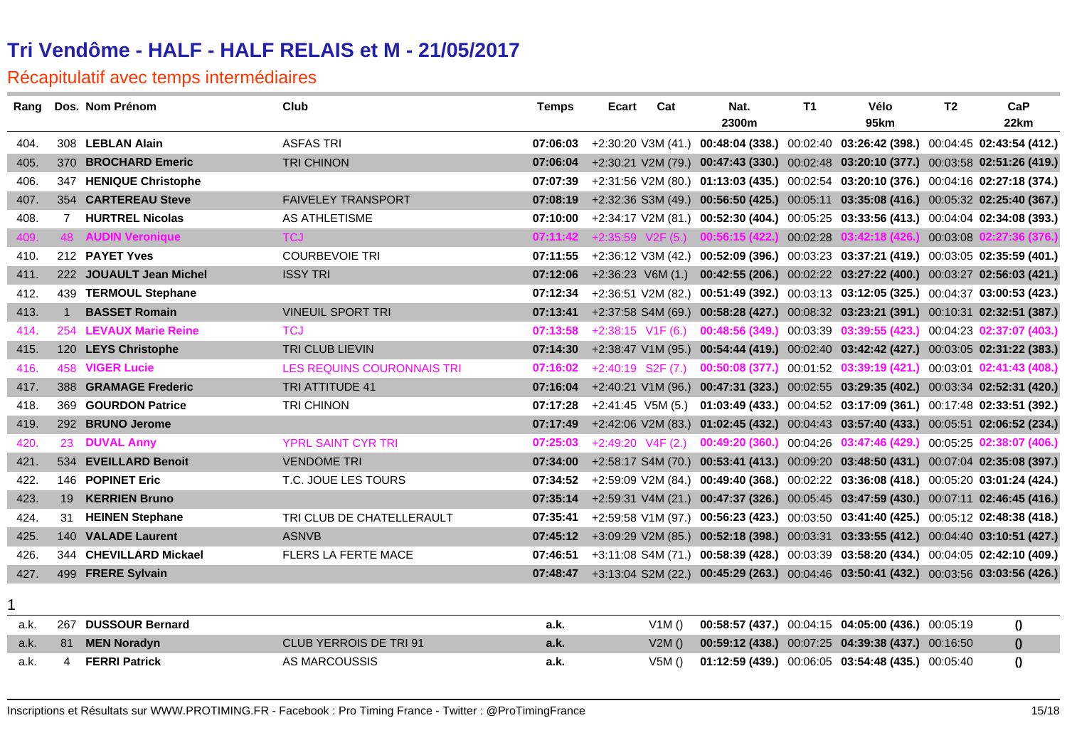# Tri Vendôme - HALF - HALF RELAIS et M - 21/05/2017

## Récapitulatif avec temps intermédiaires

| Rang | Dos. | Nom Prénom | Club | Temps | Ecart | Cat | Nat. 2300m | T1 | Vélo 95km | T2 | CaP 22km |
|---|---|---|---|---|---|---|---|---|---|---|---|
| 404. | 308 | **LEBLAN Alain** | ASFAS TRI | **07:06:03** | +2:30:20 | V3M (41.) | **00:48:04 (338.)** | 00:02:40 | **03:26:42 (398.)** | 00:04:45 | **02:43:54 (412.)** |
| 405. | 370 | **BROCHARD Emeric** | TRI CHINON | **07:06:04** | +2:30:21 | V2M (79.) | **00:47:43 (330.)** | 00:02:48 | **03:20:10 (377.)** | 00:03:58 | **02:51:26 (419.)** |
| 406. | 347 | **HENIQUE Christophe** | | **07:07:39** | +2:31:56 | V2M (80.) | **01:13:03 (435.)** | 00:02:54 | **03:20:10 (376.)** | 00:04:16 | **02:27:18 (374.)** |
| 407. | 354 | **CARTEREAU Steve** | FAIVELEY TRANSPORT | **07:08:19** | +2:32:36 | S3M (49.) | **00:56:50 (425.)** | 00:05:11 | **03:35:08 (416.)** | 00:05:32 | **02:25:40 (367.)** |
| 408. | 7 | **HURTREL Nicolas** | AS ATHLETISME | **07:10:00** | +2:34:17 | V2M (81.) | **00:52:30 (404.)** | 00:05:25 | **03:33:56 (413.)** | 00:04:04 | **02:34:08 (393.)** |
| 409. | 48 | **AUDIN Veronique** | TCJ | **07:11:42** | +2:35:59 | V2F (5.) | **00:56:15 (422.)** | 00:02:28 | **03:42:18 (426.)** | 00:03:08 | **02:27:36 (376.)** |
| 410. | 212 | **PAYET Yves** | COURBEVOIE TRI | **07:11:55** | +2:36:12 | V3M (42.) | **00:52:09 (396.)** | 00:03:23 | **03:37:21 (419.)** | 00:03:05 | **02:35:59 (401.)** |
| 411. | 222 | **JOUAULT Jean Michel** | ISSY TRI | **07:12:06** | +2:36:23 | V6M (1.) | **00:42:55 (206.)** | 00:02:22 | **03:27:22 (400.)** | 00:03:27 | **02:56:03 (421.)** |
| 412. | 439 | **TERMOUL Stephane** | | **07:12:34** | +2:36:51 | V2M (82.) | **00:51:49 (392.)** | 00:03:13 | **03:12:05 (325.)** | 00:04:37 | **03:00:53 (423.)** |
| 413. | 1 | **BASSET Romain** | VINEUIL SPORT TRI | **07:13:41** | +2:37:58 | S4M (69.) | **00:58:28 (427.)** | 00:08:32 | **03:23:21 (391.)** | 00:10:31 | **02:32:51 (387.)** |
| 414. | 254 | **LEVAUX Marie Reine** | TCJ | **07:13:58** | +2:38:15 | V1F (6.) | **00:48:56 (349.)** | 00:03:39 | **03:39:55 (423.)** | 00:04:23 | **02:37:07 (403.)** |
| 415. | 120 | **LEYS Christophe** | TRI CLUB LIEVIN | **07:14:30** | +2:38:47 | V1M (95.) | **00:54:44 (419.)** | 00:02:40 | **03:42:42 (427.)** | 00:03:05 | **02:31:22 (383.)** |
| 416. | 458 | **VIGER Lucie** | LES REQUINS COURONNAIS TRI | **07:16:02** | +2:40:19 | S2F (7.) | **00:50:08 (377.)** | 00:01:52 | **03:39:19 (421.)** | 00:03:01 | **02:41:43 (408.)** |
| 417. | 388 | **GRAMAGE Frederic** | TRI ATTITUDE 41 | **07:16:04** | +2:40:21 | V1M (96.) | **00:47:31 (323.)** | 00:02:55 | **03:29:35 (402.)** | 00:03:34 | **02:52:31 (420.)** |
| 418. | 369 | **GOURDON Patrice** | TRI CHINON | **07:17:28** | +2:41:45 | V5M (5.) | **01:03:49 (433.)** | 00:04:52 | **03:17:09 (361.)** | 00:17:48 | **02:33:51 (392.)** |
| 419. | 292 | **BRUNO Jerome** | | **07:17:49** | +2:42:06 | V2M (83.) | **01:02:45 (432.)** | 00:04:43 | **03:57:40 (433.)** | 00:05:51 | **02:06:52 (234.)** |
| 420. | 23 | **DUVAL Anny** | YPRL SAINT CYR TRI | **07:25:03** | +2:49:20 | V4F (2.) | **00:49:20 (360.)** | 00:04:26 | **03:47:46 (429.)** | 00:05:25 | **02:38:07 (406.)** |
| 421. | 534 | **EVEILLARD Benoit** | VENDOME TRI | **07:34:00** | +2:58:17 | S4M (70.) | **00:53:41 (413.)** | 00:09:20 | **03:48:50 (431.)** | 00:07:04 | **02:35:08 (397.)** |
| 422. | 146 | **POPINET Eric** | T.C. JOUE LES TOURS | **07:34:52** | +2:59:09 | V2M (84.) | **00:49:40 (368.)** | 00:02:22 | **03:36:08 (418.)** | 00:05:20 | **03:01:24 (424.)** |
| 423. | 19 | **KERRIEN Bruno** | | **07:35:14** | +2:59:31 | V4M (21.) | **00:47:37 (326.)** | 00:05:45 | **03:47:59 (430.)** | 00:07:11 | **02:46:45 (416.)** |
| 424. | 31 | **HEINEN Stephane** | TRI CLUB DE CHATELLERAULT | **07:35:41** | +2:59:58 | V1M (97.) | **00:56:23 (423.)** | 00:03:50 | **03:41:40 (425.)** | 00:05:12 | **02:48:38 (418.)** |
| 425. | 140 | **VALADE Laurent** | ASNVB | **07:45:12** | +3:09:29 | V2M (85.) | **00:52:18 (398.)** | 00:03:31 | **03:33:55 (412.)** | 00:04:40 | **03:10:51 (427.)** |
| 426. | 344 | **CHEVILLARD Mickael** | FLERS LA FERTE MACE | **07:46:51** | +3:11:08 | S4M (71.) | **00:58:39 (428.)** | 00:03:39 | **03:58:20 (434.)** | 00:04:05 | **02:42:10 (409.)** |
| 427. | 499 | **FRERE Sylvain** | | **07:48:47** | +3:13:04 | S2M (22.) | **00:45:29 (263.)** | 00:04:46 | **03:50:41 (432.)** | 00:03:56 | **03:03:56 (426.)** |

1

| Rang | Dos. | Nom Prénom | Club | Temps | Ecart | Cat | Nat. 2300m | T1 | Vélo 95km | T2 | CaP 22km |
|---|---|---|---|---|---|---|---|---|---|---|---|
| a.k. | 267 | **DUSSOUR Bernard** | | **a.k.** | | V1M () | **00:58:57 (437.)** | 00:04:15 | **04:05:00 (436.)** | 00:05:19 | **()** |
| a.k. | 81 | **MEN Noradyn** | CLUB YERROIS DE TRI 91 | **a.k.** | | V2M () | **00:59:12 (438.)** | 00:07:25 | **04:39:38 (437.)** | 00:16:50 | **()** |
| a.k. | 4 | **FERRI Patrick** | AS MARCOUSSIS | **a.k.** | | V5M () | **01:12:59 (439.)** | 00:06:05 | **03:54:48 (435.)** | 00:05:40 | **()** |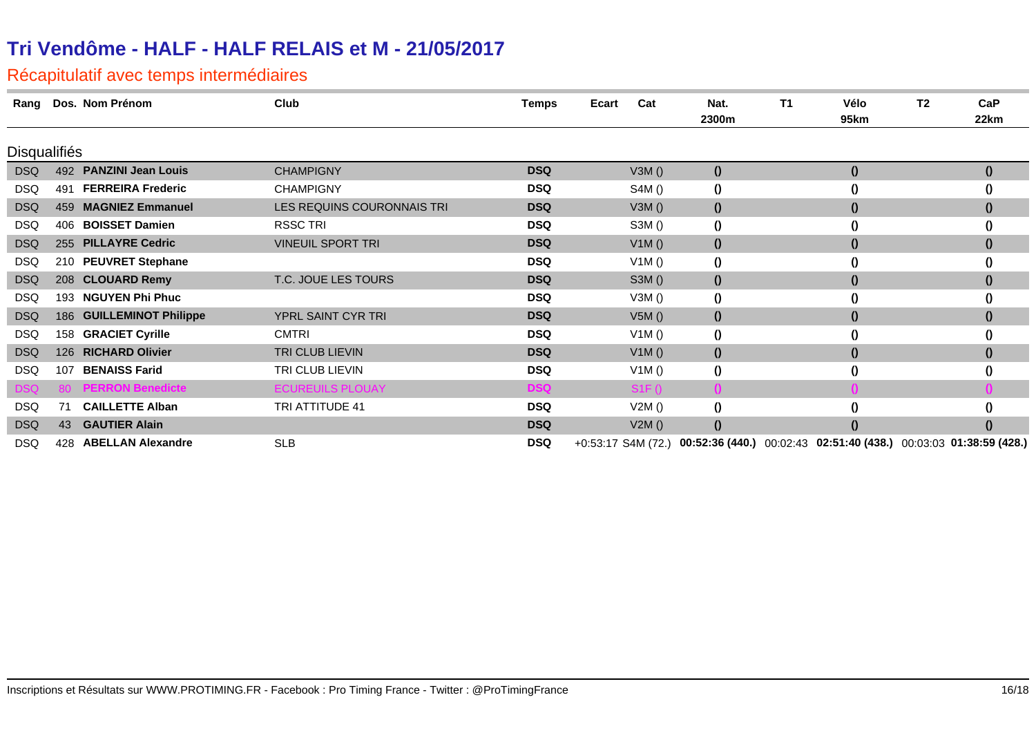# Tri Vendôme - HALF - HALF RELAIS et M - 21/05/2017

## Récapitulatif avec temps intermédiaires

### Disqualifiés

| Rang | Dos. | Nom Prénom | Club | Temps | Ecart | Cat | Nat. 2300m | T1 | Vélo 95km | T2 | CaP 22km |
|---|---|---|---|---|---|---|---|---|---|---|---|
| DSQ | 492 | **PANZINI Jean Louis** | CHAMPIGNY | **DSQ** | | V3M () | **()** | | **()** | | **()** |
| DSQ | 491 | **FERREIRA Frederic** | CHAMPIGNY | **DSQ** | | S4M () | **()** | | **()** | | **()** |
| DSQ | 459 | **MAGNIEZ Emmanuel** | LES REQUINS COURONNAIS TRI | **DSQ** | | V3M () | **()** | | **()** | | **()** |
| DSQ | 406 | **BOISSET Damien** | RSSC TRI | **DSQ** | | S3M () | **()** | | **()** | | **()** |
| DSQ | 255 | **PILLAYRE Cedric** | VINEUIL SPORT TRI | **DSQ** | | V1M () | **()** | | **()** | | **()** |
| DSQ | 210 | **PEUVRET Stephane** | | **DSQ** | | V1M () | **()** | | **()** | | **()** |
| DSQ | 208 | **CLOUARD Remy** | T.C. JOUE LES TOURS | **DSQ** | | S3M () | **()** | | **()** | | **()** |
| DSQ | 193 | **NGUYEN Phi Phuc** | | **DSQ** | | V3M () | **()** | | **()** | | **()** |
| DSQ | 186 | **GUILLEMINOT Philippe** | YPRL SAINT CYR TRI | **DSQ** | | V5M () | **()** | | **()** | | **()** |
| DSQ | 158 | **GRACIET Cyrille** | CMTRI | **DSQ** | | V1M () | **()** | | **()** | | **()** |
| DSQ | 126 | **RICHARD Olivier** | TRI CLUB LIEVIN | **DSQ** | | V1M () | **()** | | **()** | | **()** |
| DSQ | 107 | **BENAISS Farid** | TRI CLUB LIEVIN | **DSQ** | | V1M () | **()** | | **()** | | **()** |
| DSQ | 80 | **PERRON Benedicte** | ECUREUILS PLOUAY | **DSQ** | | S1F () | **()** | | **()** | | **()** |
| DSQ | 71 | **CAILLETTE Alban** | TRI ATTITUDE 41 | **DSQ** | | V2M () | **()** | | **()** | | **()** |
| DSQ | 43 | **GAUTIER Alain** | | **DSQ** | | V2M () | **()** | | **()** | | **()** |
| DSQ | 428 | **ABELLAN Alexandre** | SLB | **DSQ** | +0:53:17 | S4M (72.) | **00:52:36 (440.)** | 00:02:43 | **02:51:40 (438.)** | 00:03:03 | **01:38:59 (428.)** |

Inscriptions et Résultats sur WWW.PROTIMING.FR - Facebook : Pro Timing France - Twitter : @ProTimingFrance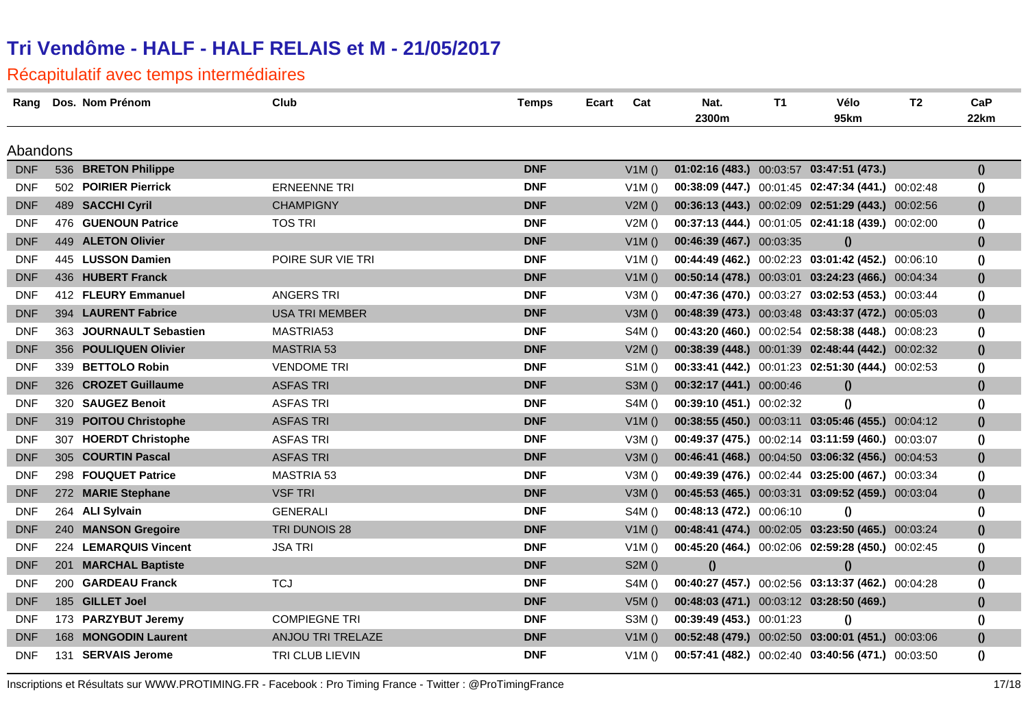# Tri Vendôme - HALF - HALF RELAIS et M - 21/05/2017

## Récapitulatif avec temps intermédiaires

### Abandons

| Rang | Dos. | Nom Prénom | Club | Temps | Ecart | Cat | Nat. 2300m | T1 | Vélo 95km | T2 | CaP 22km |
|---|---|---|---|---|---|---|---|---|---|---|---|
| DNF | 536 | **BRETON Philippe** | | **DNF** | | V1M () | **01:02:16 (483.)** | 00:03:57 | **03:47:51 (473.)** | | **()** |
| DNF | 502 | **POIRIER Pierrick** | ERNEENNE TRI | **DNF** | | V1M () | **00:38:09 (447.)** | 00:01:45 | **02:47:34 (441.)** | 00:02:48 | **()** |
| DNF | 489 | **SACCHI Cyril** | CHAMPIGNY | **DNF** | | V2M () | **00:36:13 (443.)** | 00:02:09 | **02:51:29 (443.)** | 00:02:56 | **()** |
| DNF | 476 | **GUENOUN Patrice** | TOS TRI | **DNF** | | V2M () | **00:37:13 (444.)** | 00:01:05 | **02:41:18 (439.)** | 00:02:00 | **()** |
| DNF | 449 | **ALETON Olivier** | | **DNF** | | V1M () | **00:46:39 (467.)** | 00:03:35 | **()** | | **()** |
| DNF | 445 | **LUSSON Damien** | POIRE SUR VIE TRI | **DNF** | | V1M () | **00:44:49 (462.)** | 00:02:23 | **03:01:42 (452.)** | 00:06:10 | **()** |
| DNF | 436 | **HUBERT Franck** | | **DNF** | | V1M () | **00:50:14 (478.)** | 00:03:01 | **03:24:23 (466.)** | 00:04:34 | **()** |
| DNF | 412 | **FLEURY Emmanuel** | ANGERS TRI | **DNF** | | V3M () | **00:47:36 (470.)** | 00:03:27 | **03:02:53 (453.)** | 00:03:44 | **()** |
| DNF | 394 | **LAURENT Fabrice** | USA TRI MEMBER | **DNF** | | V3M () | **00:48:39 (473.)** | 00:03:48 | **03:43:37 (472.)** | 00:05:03 | **()** |
| DNF | 363 | **JOURNAULT Sebastien** | MASTRIA53 | **DNF** | | S4M () | **00:43:20 (460.)** | 00:02:54 | **02:58:38 (448.)** | 00:08:23 | **()** |
| DNF | 356 | **POULIQUEN Olivier** | MASTRIA 53 | **DNF** | | V2M () | **00:38:39 (448.)** | 00:01:39 | **02:48:44 (442.)** | 00:02:32 | **()** |
| DNF | 339 | **BETTOLO Robin** | VENDOME TRI | **DNF** | | S1M () | **00:33:41 (442.)** | 00:01:23 | **02:51:30 (444.)** | 00:02:53 | **()** |
| DNF | 326 | **CROZET Guillaume** | ASFAS TRI | **DNF** | | S3M () | **00:32:17 (441.)** | 00:00:46 | **()** | | **()** |
| DNF | 320 | **SAUGEZ Benoit** | ASFAS TRI | **DNF** | | S4M () | **00:39:10 (451.)** | 00:02:32 | **()** | | **()** |
| DNF | 319 | **POITOU Christophe** | ASFAS TRI | **DNF** | | V1M () | **00:38:55 (450.)** | 00:03:11 | **03:05:46 (455.)** | 00:04:12 | **()** |
| DNF | 307 | **HOERDT Christophe** | ASFAS TRI | **DNF** | | V3M () | **00:49:37 (475.)** | 00:02:14 | **03:11:59 (460.)** | 00:03:07 | **()** |
| DNF | 305 | **COURTIN Pascal** | ASFAS TRI | **DNF** | | V3M () | **00:46:41 (468.)** | 00:04:50 | **03:06:32 (456.)** | 00:04:53 | **()** |
| DNF | 298 | **FOUQUET Patrice** | MASTRIA 53 | **DNF** | | V3M () | **00:49:39 (476.)** | 00:02:44 | **03:25:00 (467.)** | 00:03:34 | **()** |
| DNF | 272 | **MARIE Stephane** | VSF TRI | **DNF** | | V3M () | **00:45:53 (465.)** | 00:03:31 | **03:09:52 (459.)** | 00:03:04 | **()** |
| DNF | 264 | **ALI Sylvain** | GENERALI | **DNF** | | S4M () | **00:48:13 (472.)** | 00:06:10 | **()** | | **()** |
| DNF | 240 | **MANSON Gregoire** | TRI DUNOIS 28 | **DNF** | | V1M () | **00:48:41 (474.)** | 00:02:05 | **03:23:50 (465.)** | 00:03:24 | **()** |
| DNF | 224 | **LEMARQUIS Vincent** | JSA TRI | **DNF** | | V1M () | **00:45:20 (464.)** | 00:02:06 | **02:59:28 (450.)** | 00:02:45 | **()** |
| DNF | 201 | **MARCHAL Baptiste** | | **DNF** | | S2M () | **()** | | **()** | | **()** |
| DNF | 200 | **GARDEAU Franck** | TCJ | **DNF** | | S4M () | **00:40:27 (457.)** | 00:02:56 | **03:13:37 (462.)** | 00:04:28 | **()** |
| DNF | 185 | **GILLET Joel** | | **DNF** | | V5M () | **00:48:03 (471.)** | 00:03:12 | **03:28:50 (469.)** | | **()** |
| DNF | 173 | **PARZYBUT Jeremy** | COMPIEGNE TRI | **DNF** | | S3M () | **00:39:49 (453.)** | 00:01:23 | **()** | | **()** |
| DNF | 168 | **MONGODIN Laurent** | ANJOU TRI TRELAZE | **DNF** | | V1M () | **00:52:48 (479.)** | 00:02:50 | **03:00:01 (451.)** | 00:03:06 | **()** |
| DNF | 131 | **SERVAIS Jerome** | TRI CLUB LIEVIN | **DNF** | | V1M () | **00:57:41 (482.)** | 00:02:40 | **03:40:56 (471.)** | 00:03:50 | **()** |

Inscriptions et Résultats sur WWW.PROTIMING.FR - Facebook : Pro Timing France - Twitter : @ProTimingFrance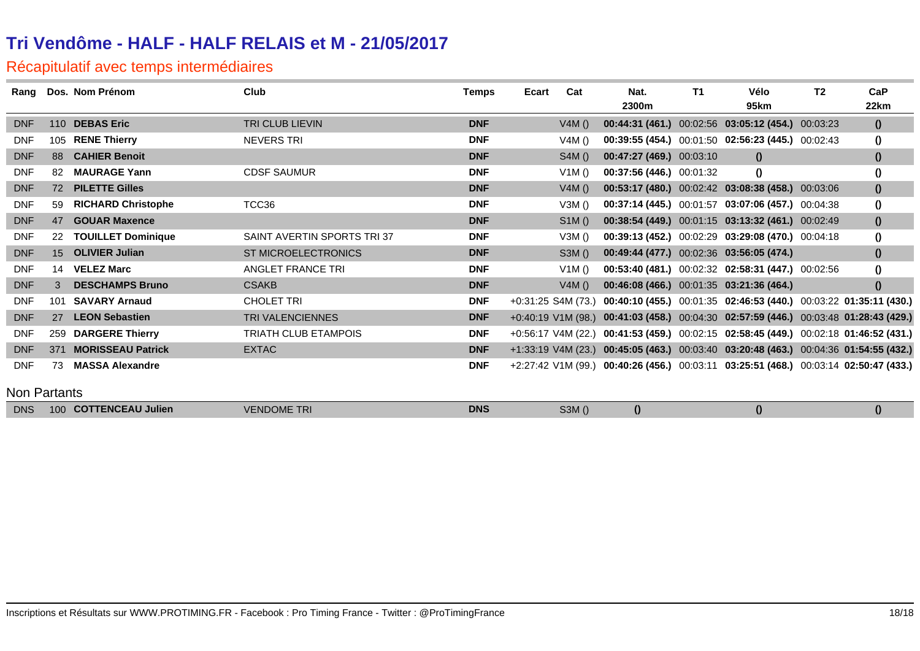# Tri Vendôme - HALF - HALF RELAIS et M - 21/05/2017

## Récapitulatif avec temps intermédiaires

| Rang | Dos. | Nom Prénom | Club | Temps | Ecart | Cat | Nat. 2300m | T1 | Vélo 95km | T2 | CaP 22km |
|---|---|---|---|---|---|---|---|---|---|---|---|
| DNF | 110 | **DEBAS Eric** | TRI CLUB LIEVIN | **DNF** | | V4M () | **00:44:31 (461.)** | 00:02:56 | **03:05:12 (454.)** | 00:03:23 | **()** |
| DNF | 105 | **RENE Thierry** | NEVERS TRI | **DNF** | | V4M () | **00:39:55 (454.)** | 00:01:50 | **02:56:23 (445.)** | 00:02:43 | **()** |
| DNF | 88 | **CAHIER Benoit** | | **DNF** | | S4M () | **00:47:27 (469.)** | 00:03:10 | **()** | | **()** |
| DNF | 82 | **MAURAGE Yann** | CDSF SAUMUR | **DNF** | | V1M () | **00:37:56 (446.)** | 00:01:32 | **()** | | **()** |
| DNF | 72 | **PILETTE Gilles** | | **DNF** | | V4M () | **00:53:17 (480.)** | 00:02:42 | **03:08:38 (458.)** | 00:03:06 | **()** |
| DNF | 59 | **RICHARD Christophe** | TCC36 | **DNF** | | V3M () | **00:37:14 (445.)** | 00:01:57 | **03:07:06 (457.)** | 00:04:38 | **()** |
| DNF | 47 | **GOUAR Maxence** | | **DNF** | | S1M () | **00:38:54 (449.)** | 00:01:15 | **03:13:32 (461.)** | 00:02:49 | **()** |
| DNF | 22 | **TOUILLET Dominique** | SAINT AVERTIN SPORTS TRI 37 | **DNF** | | V3M () | **00:39:13 (452.)** | 00:02:29 | **03:29:08 (470.)** | 00:04:18 | **()** |
| DNF | 15 | **OLIVIER Julian** | ST MICROELECTRONICS | **DNF** | | S3M () | **00:49:44 (477.)** | 00:02:36 | **03:56:05 (474.)** | | **()** |
| DNF | 14 | **VELEZ Marc** | ANGLET FRANCE TRI | **DNF** | | V1M () | **00:53:40 (481.)** | 00:02:32 | **02:58:31 (447.)** | 00:02:56 | **()** |
| DNF | 3 | **DESCHAMPS Bruno** | CSAKB | **DNF** | | V4M () | **00:46:08 (466.)** | 00:01:35 | **03:21:36 (464.)** | | **()** |
| DNF | 101 | **SAVARY Arnaud** | CHOLET TRI | **DNF** | +0:31:25 | S4M (73.) | **00:40:10 (455.)** | 00:01:35 | **02:46:53 (440.)** | 00:03:22 | **01:35:11 (430.)** |
| DNF | 27 | **LEON Sebastien** | TRI VALENCIENNES | **DNF** | +0:40:19 | V1M (98.) | **00:41:03 (458.)** | 00:04:30 | **02:57:59 (446.)** | 00:03:48 | **01:28:43 (429.)** |
| DNF | 259 | **DARGERE Thierry** | TRIATH CLUB ETAMPOIS | **DNF** | +0:56:17 | V4M (22.) | **00:41:53 (459.)** | 00:02:15 | **02:58:45 (449.)** | 00:02:18 | **01:46:52 (431.)** |
| DNF | 371 | **MORISSEAU Patrick** | EXTAC | **DNF** | +1:33:19 | V4M (23.) | **00:45:05 (463.)** | 00:03:40 | **03:20:48 (463.)** | 00:04:36 | **01:54:55 (432.)** |
| DNF | 73 | **MASSA Alexandre** | | **DNF** | +2:27:42 | V1M (99.) | **00:40:26 (456.)** | 00:03:11 | **03:25:51 (468.)** | 00:03:14 | **02:50:47 (433.)** |

Non Partants

| Rang | Dos. | Nom Prénom | Club | Temps | Ecart | Cat | Nat. 2300m | T1 | Vélo 95km | T2 | CaP 22km |
|---|---|---|---|---|---|---|---|---|---|---|---|
| DNS | 100 | **COTTENCEAU Julien** | VENDOME TRI | **DNS** | | S3M () | **()** | | **()** | | **()** |

Inscriptions et Résultats sur WWW.PROTIMING.FR - Facebook : Pro Timing France - Twitter : @ProTimingFrance